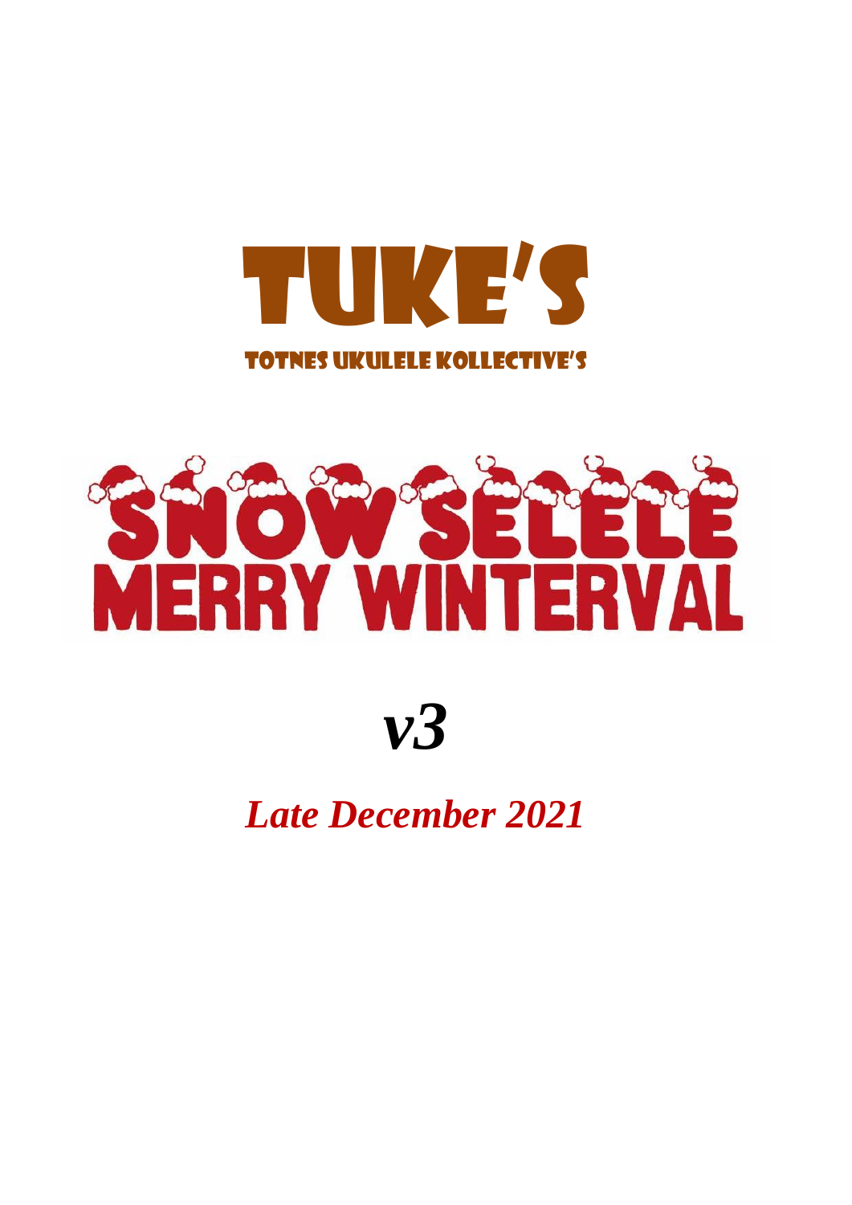# TUKE'S

### TOTNES UKULELE KOLLECTIVE'S

# SNOW SELELE MERRY WINTERVAL

# *v3*

## *Late December 2021*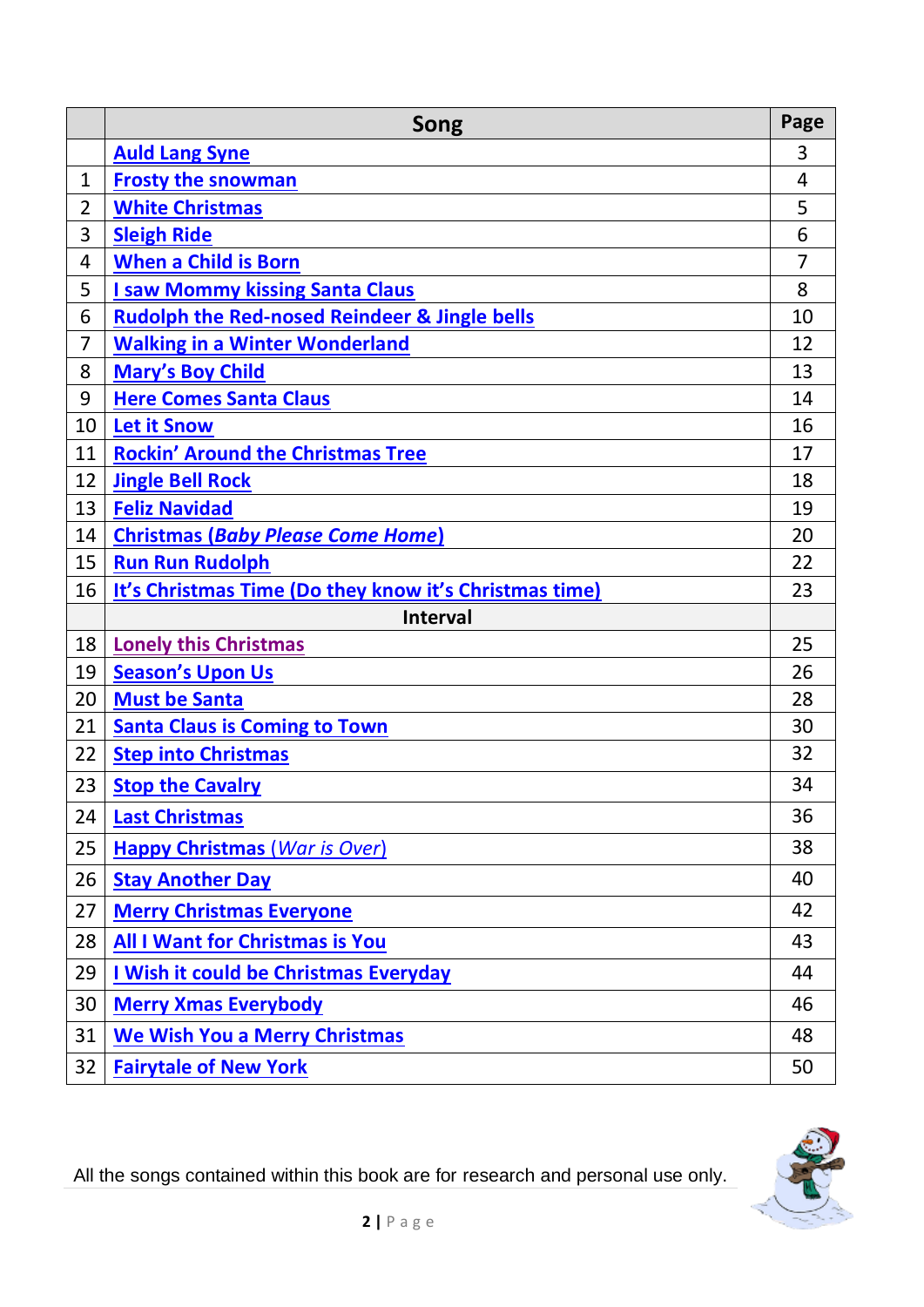|  | Song | Page |
|---|---|---|
|  | Auld Lang Syne | 3 |
| 1 | Frosty the snowman | 4 |
| 2 | White Christmas | 5 |
| 3 | Sleigh Ride | 6 |
| 4 | When a Child is Born | 7 |
| 5 | I saw Mommy kissing Santa Claus | 8 |
| 6 | Rudolph the Red-nosed Reindeer & Jingle bells | 10 |
| 7 | Walking in a Winter Wonderland | 12 |
| 8 | Mary's Boy Child | 13 |
| 9 | Here Comes Santa Claus | 14 |
| 10 | Let it Snow | 16 |
| 11 | Rockin' Around the Christmas Tree | 17 |
| 12 | Jingle Bell Rock | 18 |
| 13 | Feliz Navidad | 19 |
| 14 | Christmas (*Baby Please Come Home*) | 20 |
| 15 | Run Run Rudolph | 22 |
| 16 | It's Christmas Time (Do they know it's Christmas time) | 23 |
|  | Interval |  |
| 18 | Lonely this Christmas | 25 |
| 19 | Season's Upon Us | 26 |
| 20 | Must be Santa | 28 |
| 21 | Santa Claus is Coming to Town | 30 |
| 22 | Step into Christmas | 32 |
| 23 | Stop the Cavalry | 34 |
| 24 | Last Christmas | 36 |
| 25 | Happy Christmas (*War is Over*) | 38 |
| 26 | Stay Another Day | 40 |
| 27 | Merry Christmas Everyone | 42 |
| 28 | All I Want for Christmas is You | 43 |
| 29 | I Wish it could be Christmas Everyday | 44 |
| 30 | Merry Xmas Everybody | 46 |
| 31 | We Wish You a Merry Christmas | 48 |
| 32 | Fairytale of New York | 50 |

All the songs contained within this book are for research and personal use only.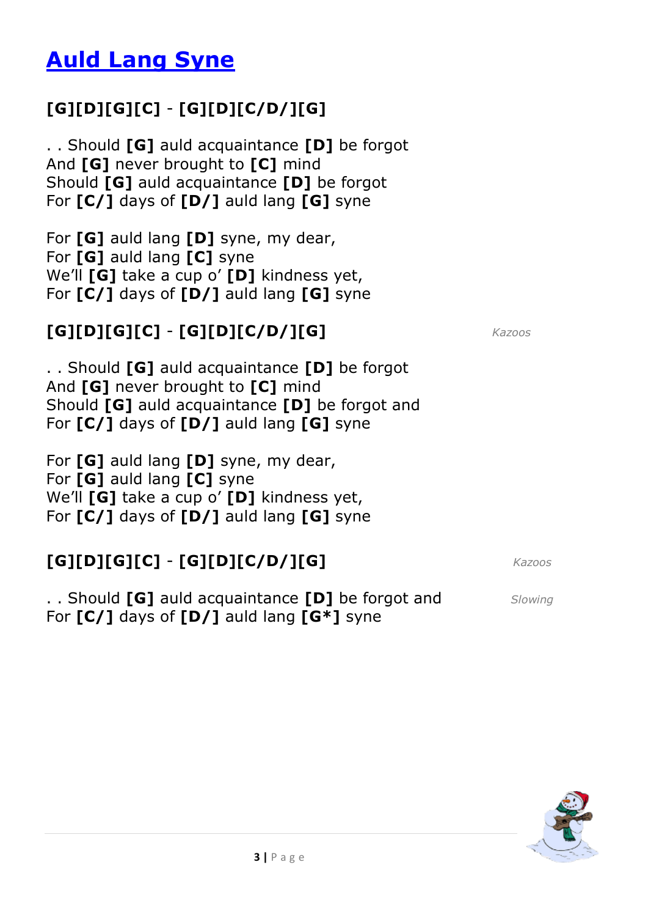# [Auld Lang Syne]()

**[G][D][G][C] - [G][D][C/D/][G]**

. . Should **[G]** auld acquaintance **[D]** be forgot
And **[G]** never brought to **[C]** mind
Should **[G]** auld acquaintance **[D]** be forgot
For **[C/]** days of **[D/]** auld lang **[G]** syne

For **[G]** auld lang **[D]** syne, my dear,
For **[G]** auld lang **[C]** syne
We'll **[G]** take a cup o' **[D]** kindness yet,
For **[C/]** days of **[D/]** auld lang **[G]** syne

**[G][D][G][C] - [G][D][C/D/][G]** *Kazoos*

. . Should **[G]** auld acquaintance **[D]** be forgot
And **[G]** never brought to **[C]** mind
Should **[G]** auld acquaintance **[D]** be forgot and
For **[C/]** days of **[D/]** auld lang **[G]** syne

For **[G]** auld lang **[D]** syne, my dear,
For **[G]** auld lang **[C]** syne
We'll **[G]** take a cup o' **[D]** kindness yet,
For **[C/]** days of **[D/]** auld lang **[G]** syne

**[G][D][G][C] - [G][D][C/D/][G]** *Kazoos*

. . Should **[G]** auld acquaintance **[D]** be forgot and *Slowing*
For **[C/]** days of **[D/]** auld lang **[G*]** syne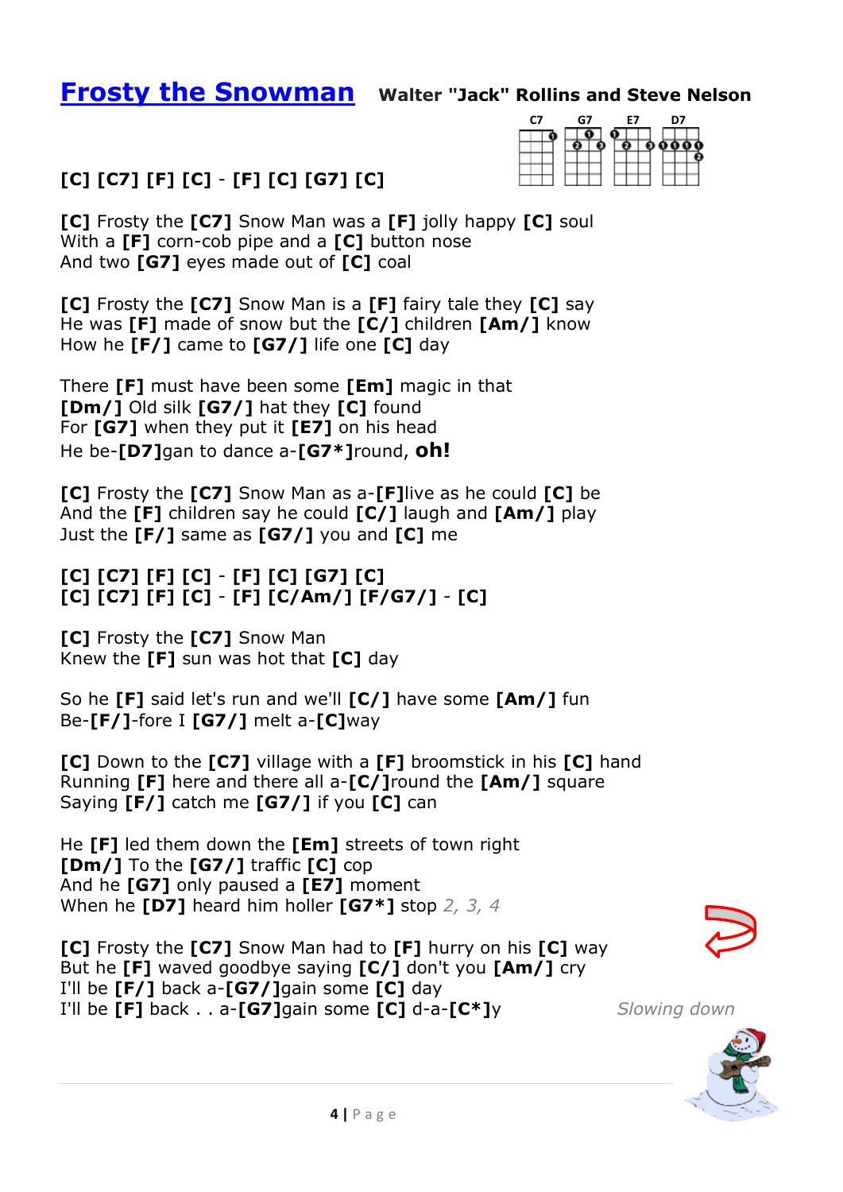# [Frosty the Snowman]()

**Walter "Jack" Rollins and Steve Nelson**

C7 G7 E7 D7

**[C] [C7] [F] [C] - [F] [C] [G7] [C]**

**[C]** Frosty the **[C7]** Snow Man was a **[F]** jolly happy **[C]** soul
With a **[F]** corn-cob pipe and a **[C]** button nose
And two **[G7]** eyes made out of **[C]** coal

**[C]** Frosty the **[C7]** Snow Man is a **[F]** fairy tale they **[C]** say
He was **[F]** made of snow but the **[C/]** children **[Am/]** know
How he **[F/]** came to **[G7/]** life one **[C]** day

There **[F]** must have been some **[Em]** magic in that
**[Dm/]** Old silk **[G7/]** hat they **[C]** found
For **[G7]** when they put it **[E7]** on his head
He be-**[D7]**gan to dance a-**[G7*]**round, **oh!**

**[C]** Frosty the **[C7]** Snow Man as a-**[F]**live as he could **[C]** be
And the **[F]** children say he could **[C/]** laugh and **[Am/]** play
Just the **[F/]** same as **[G7/]** you and **[C]** me

**[C] [C7] [F] [C] - [F] [C] [G7] [C]**
**[C] [C7] [F] [C] - [F] [C/Am/] [F/G7/] - [C]**

**[C]** Frosty the **[C7]** Snow Man
Knew the **[F]** sun was hot that **[C]** day

So he **[F]** said let's run and we'll **[C/]** have some **[Am/]** fun
Be-**[F/]**-fore I **[G7/]** melt a-**[C]**way

**[C]** Down to the **[C7]** village with a **[F]** broomstick in his **[C]** hand
Running **[F]** here and there all a-**[C/]**round the **[Am/]** square
Saying **[F/]** catch me **[G7/]** if you **[C]** can

He **[F]** led them down the **[Em]** streets of town right
**[Dm/]** To the **[G7/]** traffic **[C]** cop
And he **[G7]** only paused a **[E7]** moment
When he **[D7]** heard him holler **[G7*]** stop *2, 3, 4*

**[C]** Frosty the **[C7]** Snow Man had to **[F]** hurry on his **[C]** way
But he **[F]** waved goodbye saying **[C/]** don't you **[Am/]** cry
I'll be **[F/]** back a-**[G7/]**gain some **[C]** day
I'll be **[F]** back . . a-**[G7]**gain some **[C]** d-a-**[C*]**y *Slowing down*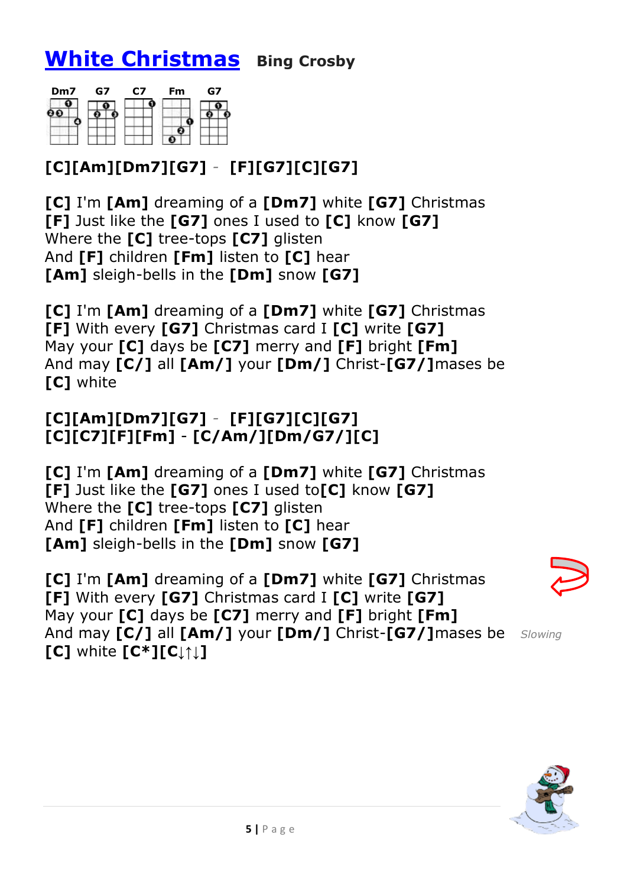# White Christmas **Bing Crosby**

Dm7 G7 C7 Fm G7

**[C][Am][Dm7][G7]** - **[F][G7][C][G7]**

**[C]** I'm **[Am]** dreaming of a **[Dm7]** white **[G7]** Christmas
**[F]** Just like the **[G7]** ones I used to **[C]** know **[G7]**
Where the **[C]** tree-tops **[C7]** glisten
And **[F]** children **[Fm]** listen to **[C]** hear
**[Am]** sleigh-bells in the **[Dm]** snow **[G7]**

**[C]** I'm **[Am]** dreaming of a **[Dm7]** white **[G7]** Christmas
**[F]** With every **[G7]** Christmas card I **[C]** write **[G7]**
May your **[C]** days be **[C7]** merry and **[F]** bright **[Fm]**
And may **[C/]** all **[Am/]** your **[Dm/]** Christ-**[G7/]**mases be
**[C]** white

**[C][Am][Dm7][G7]** - **[F][G7][C][G7]**
**[C][C7][F][Fm]** - **[C/Am/][Dm/G7/][C]**

**[C]** I'm **[Am]** dreaming of a **[Dm7]** white **[G7]** Christmas
**[F]** Just like the **[G7]** ones I used to**[C]** know **[G7]**
Where the **[C]** tree-tops **[C7]** glisten
And **[F]** children **[Fm]** listen to **[C]** hear
**[Am]** sleigh-bells in the **[Dm]** snow **[G7]**

**[C]** I'm **[Am]** dreaming of a **[Dm7]** white **[G7]** Christmas
**[F]** With every **[G7]** Christmas card I **[C]** write **[G7]**
May your **[C]** days be **[C7]** merry and **[F]** bright **[Fm]**
And may **[C/]** all **[Am/]** your **[Dm/]** Christ-**[G7/]**mases be *Slowing*
**[C]** white **[C*][C↓↑↓]**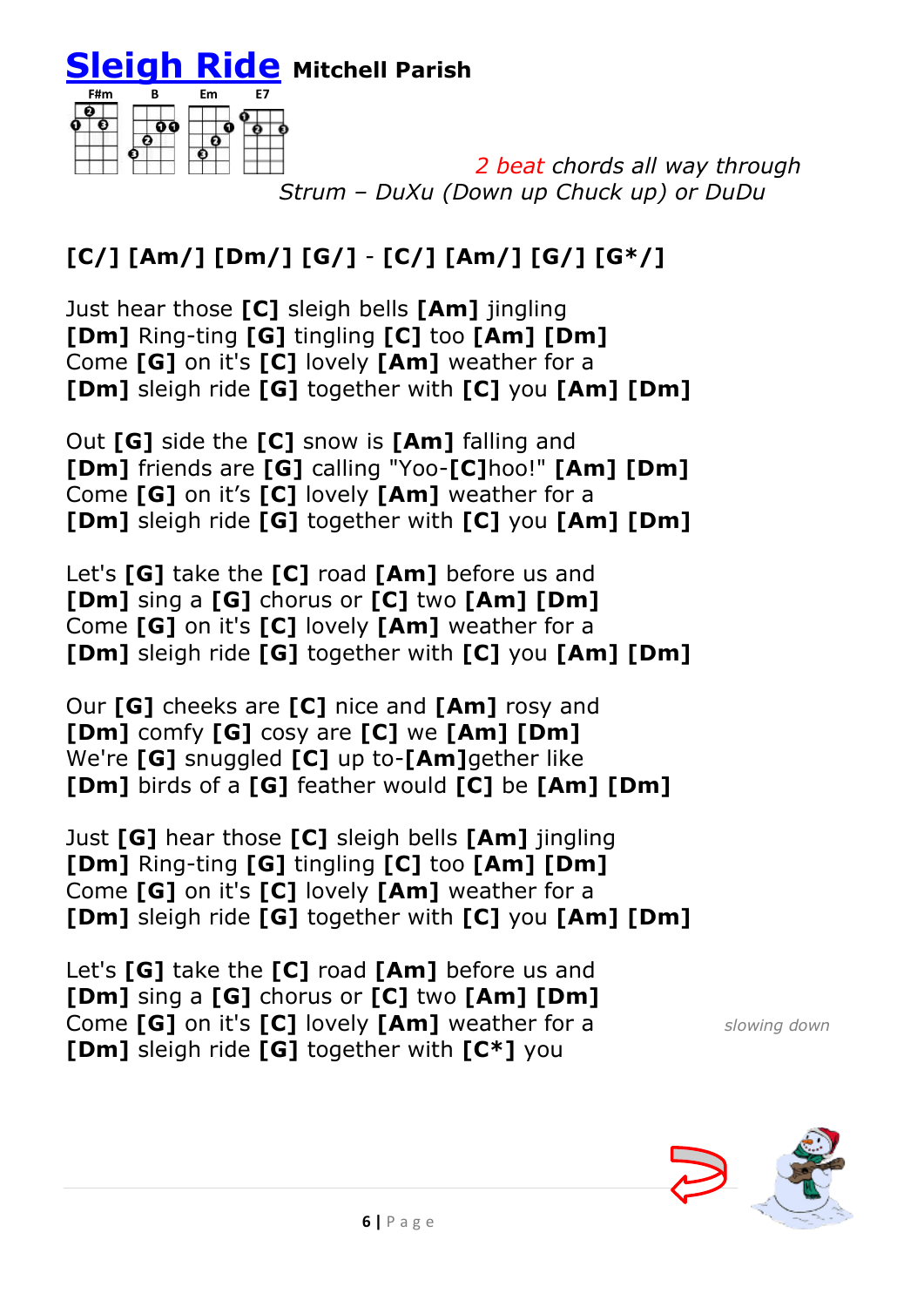# Sleigh Ride **Mitchell Parish**

F#m B Em E7

*2 beat chords all way through*
*Strum – DuXu (Down up Chuck up) or DuDu*

**[C/] [Am/] [Dm/] [G/]** - **[C/] [Am/] [G/] [G*/]**

Just hear those **[C]** sleigh bells **[Am]** jingling
**[Dm]** Ring-ting **[G]** tingling **[C]** too **[Am] [Dm]**
Come **[G]** on it's **[C]** lovely **[Am]** weather for a
**[Dm]** sleigh ride **[G]** together with **[C]** you **[Am] [Dm]**

Out **[G]** side the **[C]** snow is **[Am]** falling and
**[Dm]** friends are **[G]** calling "Yoo-**[C]**hoo!" **[Am] [Dm]**
Come **[G]** on it's **[C]** lovely **[Am]** weather for a
**[Dm]** sleigh ride **[G]** together with **[C]** you **[Am] [Dm]**

Let's **[G]** take the **[C]** road **[Am]** before us and
**[Dm]** sing a **[G]** chorus or **[C]** two **[Am] [Dm]**
Come **[G]** on it's **[C]** lovely **[Am]** weather for a
**[Dm]** sleigh ride **[G]** together with **[C]** you **[Am] [Dm]**

Our **[G]** cheeks are **[C]** nice and **[Am]** rosy and
**[Dm]** comfy **[G]** cosy are **[C]** we **[Am] [Dm]**
We're **[G]** snuggled **[C]** up to-**[Am]**gether like
**[Dm]** birds of a **[G]** feather would **[C]** be **[Am] [Dm]**

Just **[G]** hear those **[C]** sleigh bells **[Am]** jingling
**[Dm]** Ring-ting **[G]** tingling **[C]** too **[Am] [Dm]**
Come **[G]** on it's **[C]** lovely **[Am]** weather for a
**[Dm]** sleigh ride **[G]** together with **[C]** you **[Am] [Dm]**

Let's **[G]** take the **[C]** road **[Am]** before us and
**[Dm]** sing a **[G]** chorus or **[C]** two **[Am] [Dm]**
Come **[G]** on it's **[C]** lovely **[Am]** weather for a
**[Dm]** sleigh ride **[G]** together with **[C*]** you

*slowing down*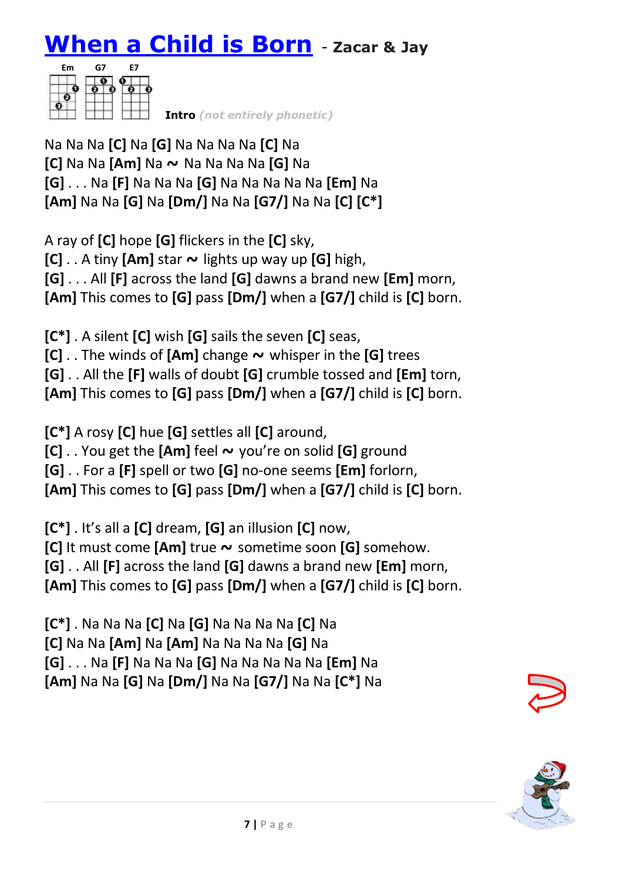# When a Child is Born - Zacar & Jay

Em G7 E7

**Intro** *(not entirely phonetic)*

Na Na Na **[C]** Na **[G]** Na Na Na Na **[C]** Na
**[C]** Na Na **[Am]** Na ~ Na Na Na Na **[G]** Na
**[G]** . . . Na **[F]** Na Na Na **[G]** Na Na Na Na Na **[Em]** Na
**[Am]** Na Na **[G]** Na **[Dm/]** Na Na **[G7/]** Na Na **[C]** **[C*]**

A ray of **[C]** hope **[G]** flickers in the **[C]** sky,
**[C]** . . A tiny **[Am]** star ~ lights up way up **[G]** high,
**[G]** . . . All **[F]** across the land **[G]** dawns a brand new **[Em]** morn,
**[Am]** This comes to **[G]** pass **[Dm/]** when a **[G7/]** child is **[C]** born.

**[C*]** . A silent **[C]** wish **[G]** sails the seven **[C]** seas,
**[C]** . . The winds of **[Am]** change ~ whisper in the **[G]** trees
**[G]** . . All the **[F]** walls of doubt **[G]** crumble tossed and **[Em]** torn,
**[Am]** This comes to **[G]** pass **[Dm/]** when a **[G7/]** child is **[C]** born.

**[C*]** A rosy **[C]** hue **[G]** settles all **[C]** around,
**[C]** . . You get the **[Am]** feel ~ you're on solid **[G]** ground
**[G]** . . For a **[F]** spell or two **[G]** no-one seems **[Em]** forlorn,
**[Am]** This comes to **[G]** pass **[Dm/]** when a **[G7/]** child is **[C]** born.

**[C*]** . It's all a **[C]** dream, **[G]** an illusion **[C]** now,
**[C]** It must come **[Am]** true ~ sometime soon **[G]** somehow.
**[G]** . . All **[F]** across the land **[G]** dawns a brand new **[Em]** morn,
**[Am]** This comes to **[G]** pass **[Dm/]** when a **[G7/]** child is **[C]** born.

**[C*]** . Na Na Na **[C]** Na **[G]** Na Na Na Na **[C]** Na
**[C]** Na Na **[Am]** Na **[Am]** Na Na Na Na **[G]** Na
**[G]** . . . Na **[F]** Na Na Na **[G]** Na Na Na Na Na **[Em]** Na
**[Am]** Na Na **[G]** Na **[Dm/]** Na Na **[G7/]** Na Na **[C*]** Na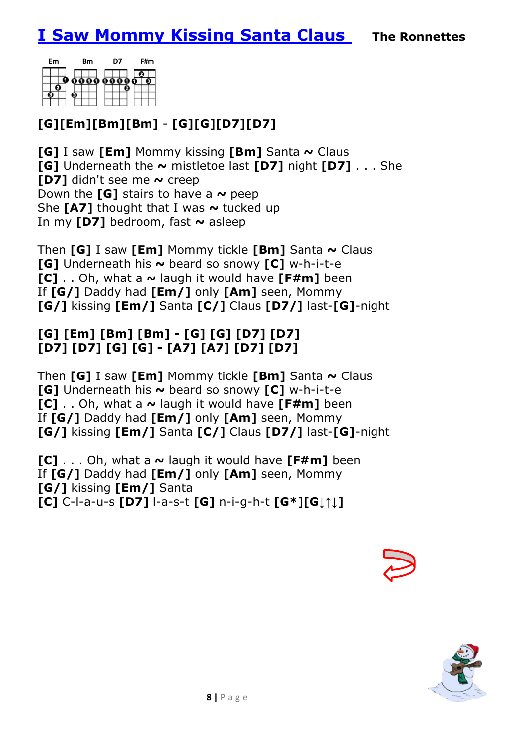# I Saw Mommy Kissing Santa Claus

**The Ronnettes**

Em Bm D7 F#m

**[G][Em][Bm][Bm]** - **[G][G][D7][D7]**

**[G]** I saw **[Em]** Mommy kissing **[Bm]** Santa **~** Claus
**[G]** Underneath the **~** mistletoe last **[D7]** night **[D7]** . . . She
**[D7]** didn't see me **~** creep
Down the **[G]** stairs to have a **~** peep
She **[A7]** thought that I was **~** tucked up
In my **[D7]** bedroom, fast **~** asleep

Then **[G]** I saw **[Em]** Mommy tickle **[Bm]** Santa **~** Claus
**[G]** Underneath his **~** beard so snowy **[C]** w-h-i-t-e
**[C]** . . Oh, what a **~** laugh it would have **[F#m]** been
If **[G/]** Daddy had **[Em/]** only **[Am]** seen, Mommy
**[G/]** kissing **[Em/]** Santa **[C/]** Claus **[D7/]** last-**[G]**-night

**[G] [Em] [Bm] [Bm] - [G] [G] [D7] [D7]**
**[D7] [D7] [G] [G] - [A7] [A7] [D7] [D7]**

Then **[G]** I saw **[Em]** Mommy tickle **[Bm]** Santa **~** Claus
**[G]** Underneath his **~** beard so snowy **[C]** w-h-i-t-e
**[C]** . . Oh, what a **~** laugh it would have **[F#m]** been
If **[G/]** Daddy had **[Em/]** only **[Am]** seen, Mommy
**[G/]** kissing **[Em/]** Santa **[C/]** Claus **[D7/]** last-**[G]**-night

**[C]** . . . Oh, what a **~** laugh it would have **[F#m]** been
If **[G/]** Daddy had **[Em/]** only **[Am]** seen, Mommy
**[G/]** kissing **[Em/]** Santa
**[C]** C-l-a-u-s **[D7]** l-a-s-t **[G]** n-i-g-h-t **[G*][G↓↑↓]**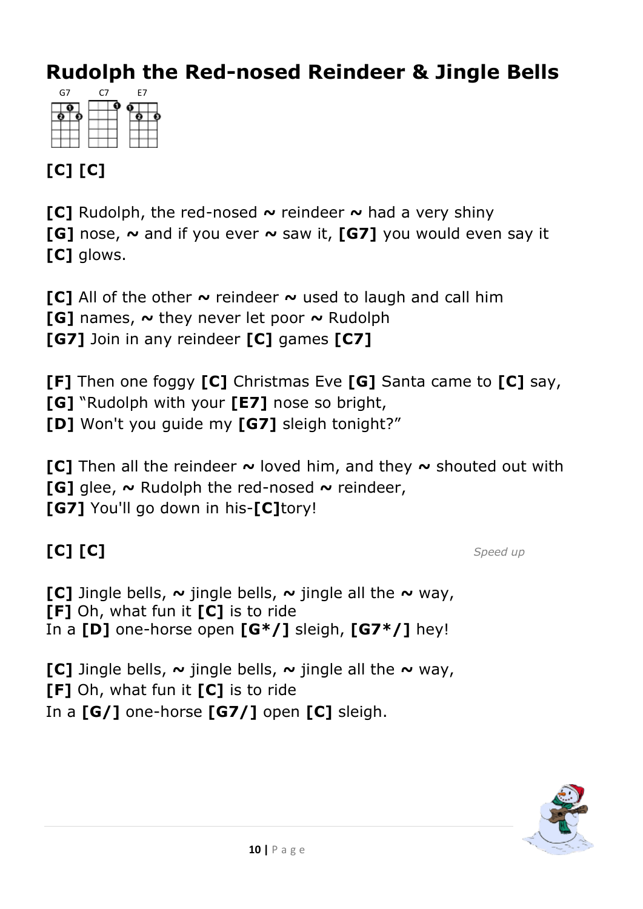# Rudolph the Red-nosed Reindeer & Jingle Bells

G7 C7 E7

**[C] [C]**

**[C]** Rudolph, the red-nosed **~** reindeer **~** had a very shiny
**[G]** nose, **~** and if you ever **~** saw it, **[G7]** you would even say it
**[C]** glows.

**[C]** All of the other **~** reindeer **~** used to laugh and call him
**[G]** names, **~** they never let poor **~** Rudolph
**[G7]** Join in any reindeer **[C]** games **[C7]**

**[F]** Then one foggy **[C]** Christmas Eve **[G]** Santa came to **[C]** say,
**[G]** "Rudolph with your **[E7]** nose so bright,
**[D]** Won't you guide my **[G7]** sleigh tonight?"

**[C]** Then all the reindeer **~** loved him, and they **~** shouted out with
**[G]** glee, **~** Rudolph the red-nosed **~** reindeer,
**[G7]** You'll go down in his-**[C]**tory!

**[C] [C]** *Speed up*

**[C]** Jingle bells, **~** jingle bells, **~** jingle all the **~** way,
**[F]** Oh, what fun it **[C]** is to ride
In a **[D]** one-horse open **[G*/]** sleigh, **[G7*/]** hey!

**[C]** Jingle bells, **~** jingle bells, **~** jingle all the **~** way,
**[F]** Oh, what fun it **[C]** is to ride
In a **[G/]** one-horse **[G7/]** open **[C]** sleigh.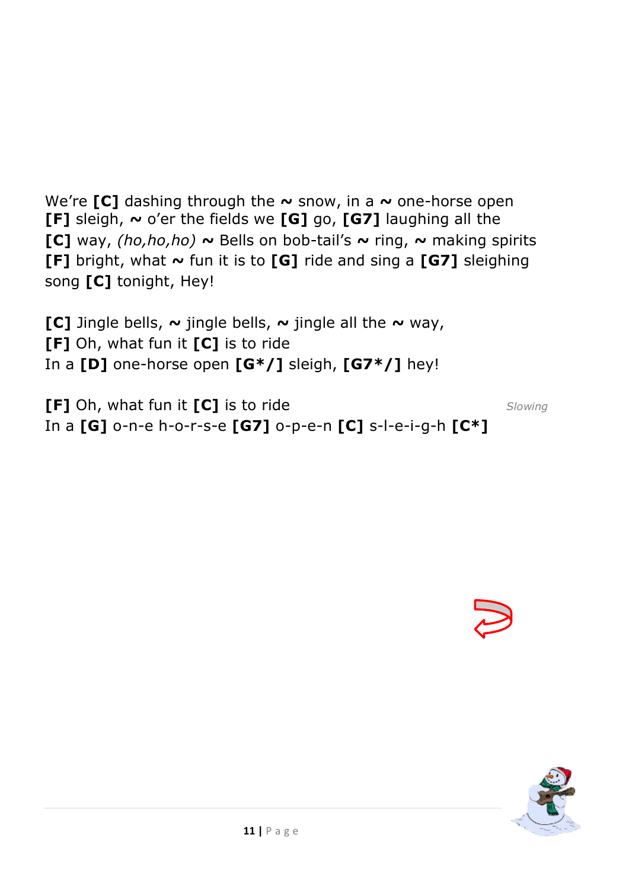We're **[C]** dashing through the **~** snow, in a **~** one-horse open **[F]** sleigh, **~** o'er the fields we **[G]** go, **[G7]** laughing all the **[C]** way, *(ho,ho,ho)* **~** Bells on bob-tail's **~** ring, **~** making spirits **[F]** bright, what **~** fun it is to **[G]** ride and sing a **[G7]** sleighing song **[C]** tonight, Hey!

**[C]** Jingle bells, **~** jingle bells, **~** jingle all the **~** way,
**[F]** Oh, what fun it **[C]** is to ride
In a **[D]** one-horse open **[G*/]** sleigh, **[G7*/]** hey!

**[F]** Oh, what fun it **[C]** is to ride *Slowing*
In a **[G]** o-n-e h-o-r-s-e **[G7]** o-p-e-n **[C]** s-l-e-i-g-h **[C*]**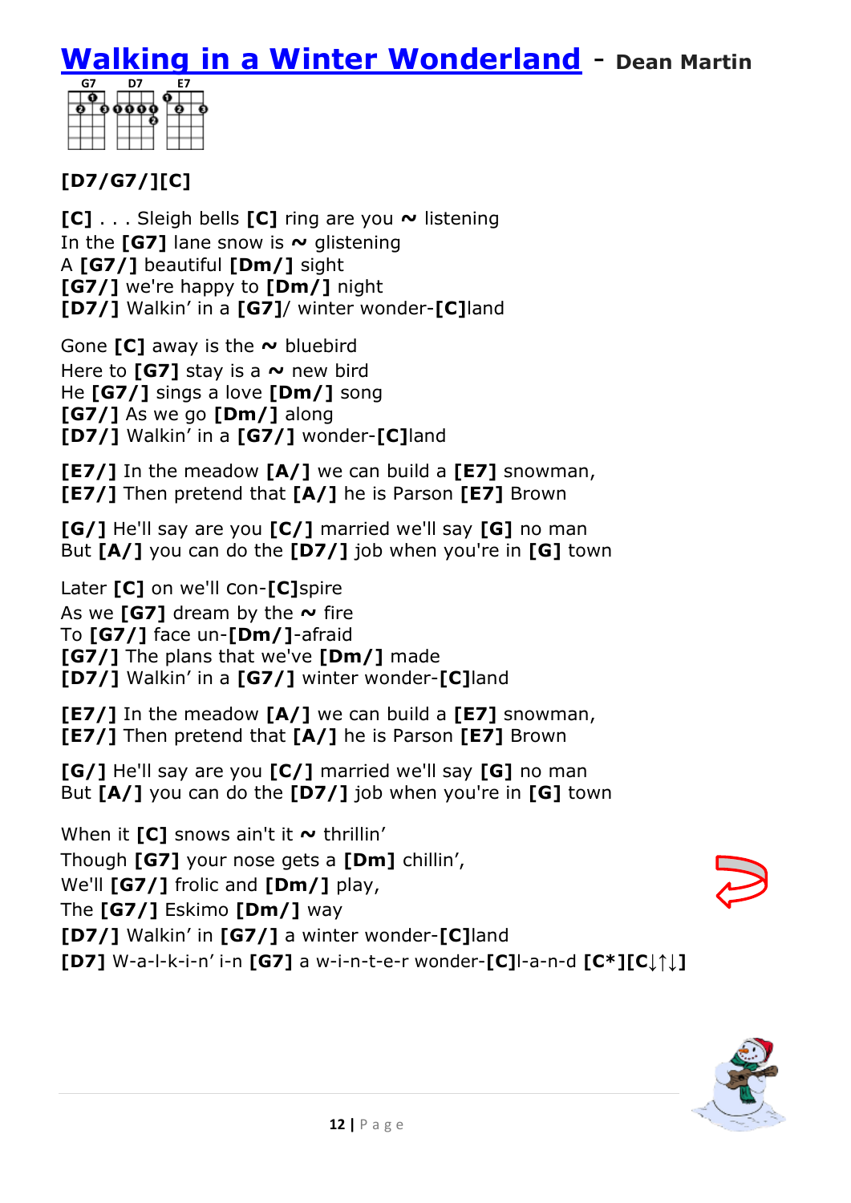# Walking in a Winter Wonderland - Dean Martin

G7 D7 E7

**[D7/G7/][C]**

**[C]** . . . Sleigh bells **[C]** ring are you ~ listening
In the **[G7]** lane snow is ~ glistening
A **[G7/]** beautiful **[Dm/]** sight
**[G7/]** we're happy to **[Dm/]** night
**[D7/]** Walkin' in a **[G7]**/ winter wonder-**[C]**land

Gone **[C]** away is the ~ bluebird
Here to **[G7]** stay is a ~ new bird
He **[G7/]** sings a love **[Dm/]** song
**[G7/]** As we go **[Dm/]** along
**[D7/]** Walkin' in a **[G7/]** wonder-**[C]**land

**[E7/]** In the meadow **[A/]** we can build a **[E7]** snowman,
**[E7/]** Then pretend that **[A/]** he is Parson **[E7]** Brown

**[G/]** He'll say are you **[C/]** married we'll say **[G]** no man
But **[A/]** you can do the **[D7/]** job when you're in **[G]** town

Later **[C]** on we'll con-**[C]**spire
As we **[G7]** dream by the ~ fire
To **[G7/]** face un-**[Dm/]**-afraid
**[G7/]** The plans that we've **[Dm/]** made
**[D7/]** Walkin' in a **[G7/]** winter wonder-**[C]**land

**[E7/]** In the meadow **[A/]** we can build a **[E7]** snowman,
**[E7/]** Then pretend that **[A/]** he is Parson **[E7]** Brown

**[G/]** He'll say are you **[C/]** married we'll say **[G]** no man
But **[A/]** you can do the **[D7/]** job when you're in **[G]** town

When it **[C]** snows ain't it ~ thrillin'
Though **[G7]** your nose gets a **[Dm]** chillin',
We'll **[G7/]** frolic and **[Dm/]** play,
The **[G7/]** Eskimo **[Dm/]** way
**[D7/]** Walkin' in **[G7/]** a winter wonder-**[C]**land
**[D7]** W-a-l-k-i-n' i-n **[G7]** a w-i-n-t-e-r wonder-**[C]**l-a-n-d **[C*][C↓↑↓]**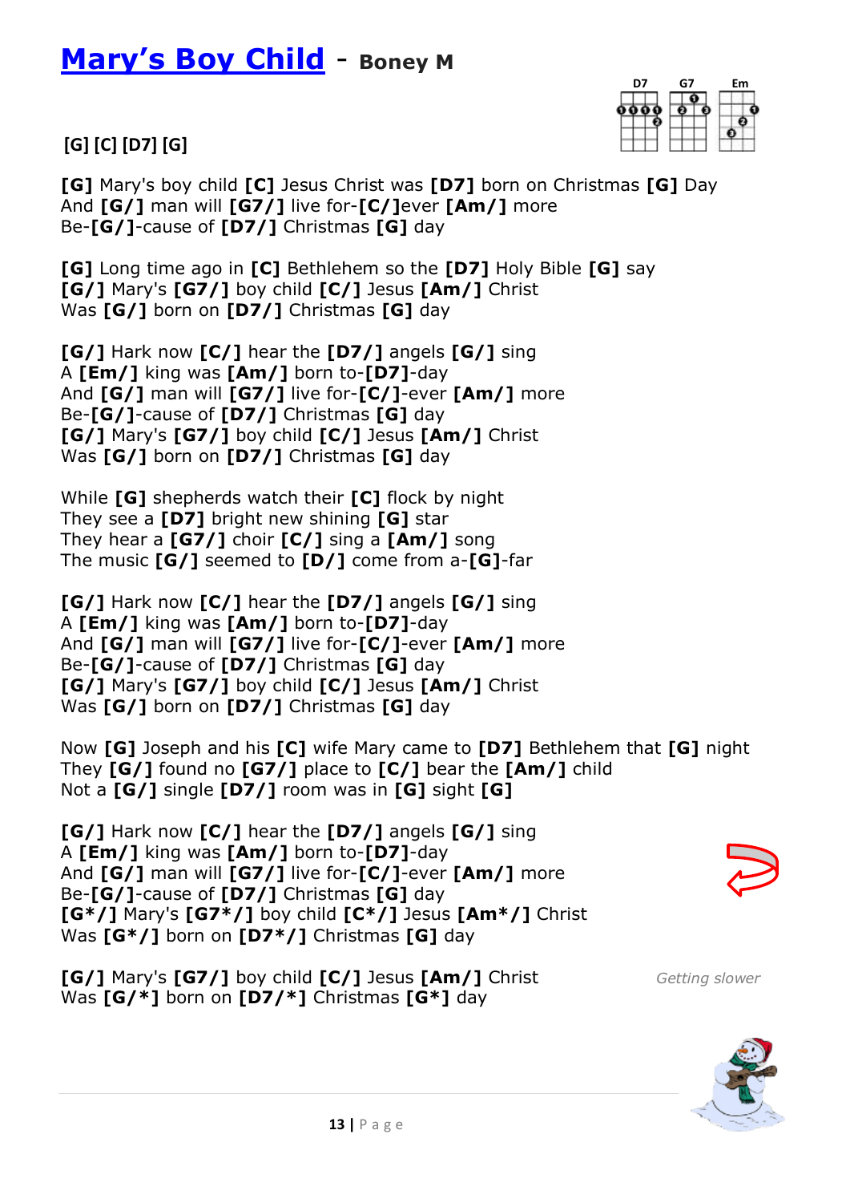# Mary's Boy Child - **Boney M**

**[G] [C] [D7] [G]**

**[G]** Mary's boy child **[C]** Jesus Christ was **[D7]** born on Christmas **[G]** Day
And **[G/]** man will **[G7/]** live for-**[C/]**ever **[Am/]** more
Be-**[G/]**-cause of **[D7/]** Christmas **[G]** day

**[G]** Long time ago in **[C]** Bethlehem so the **[D7]** Holy Bible **[G]** say
**[G/]** Mary's **[G7/]** boy child **[C/]** Jesus **[Am/]** Christ
Was **[G/]** born on **[D7/]** Christmas **[G]** day

**[G/]** Hark now **[C/]** hear the **[D7/]** angels **[G/]** sing
A **[Em/]** king was **[Am/]** born to-**[D7]**-day
And **[G/]** man will **[G7/]** live for-**[C/]**-ever **[Am/]** more
Be-**[G/]**-cause of **[D7/]** Christmas **[G]** day
**[G/]** Mary's **[G7/]** boy child **[C/]** Jesus **[Am/]** Christ
Was **[G/]** born on **[D7/]** Christmas **[G]** day

While **[G]** shepherds watch their **[C]** flock by night
They see a **[D7]** bright new shining **[G]** star
They hear a **[G7/]** choir **[C/]** sing a **[Am/]** song
The music **[G/]** seemed to **[D/]** come from a-**[G]**-far

**[G/]** Hark now **[C/]** hear the **[D7/]** angels **[G/]** sing
A **[Em/]** king was **[Am/]** born to-**[D7]**-day
And **[G/]** man will **[G7/]** live for-**[C/]**-ever **[Am/]** more
Be-**[G/]**-cause of **[D7/]** Christmas **[G]** day
**[G/]** Mary's **[G7/]** boy child **[C/]** Jesus **[Am/]** Christ
Was **[G/]** born on **[D7/]** Christmas **[G]** day

Now **[G]** Joseph and his **[C]** wife Mary came to **[D7]** Bethlehem that **[G]** night
They **[G/]** found no **[G7/]** place to **[C/]** bear the **[Am/]** child
Not a **[G/]** single **[D7/]** room was in **[G]** sight **[G]**

**[G/]** Hark now **[C/]** hear the **[D7/]** angels **[G/]** sing
A **[Em/]** king was **[Am/]** born to-**[D7]**-day
And **[G/]** man will **[G7/]** live for-**[C/]**-ever **[Am/]** more
Be-**[G/]**-cause of **[D7/]** Christmas **[G]** day
**[G*/]** Mary's **[G7*/]** boy child **[C*/]** Jesus **[Am*/]** Christ
Was **[G*/]** born on **[D7*/]** Christmas **[G]** day

**[G/]** Mary's **[G7/]** boy child **[C/]** Jesus **[Am/]** Christ
Was **[G/*]** born on **[D7/*]** Christmas **[G*]** day

*Getting slower*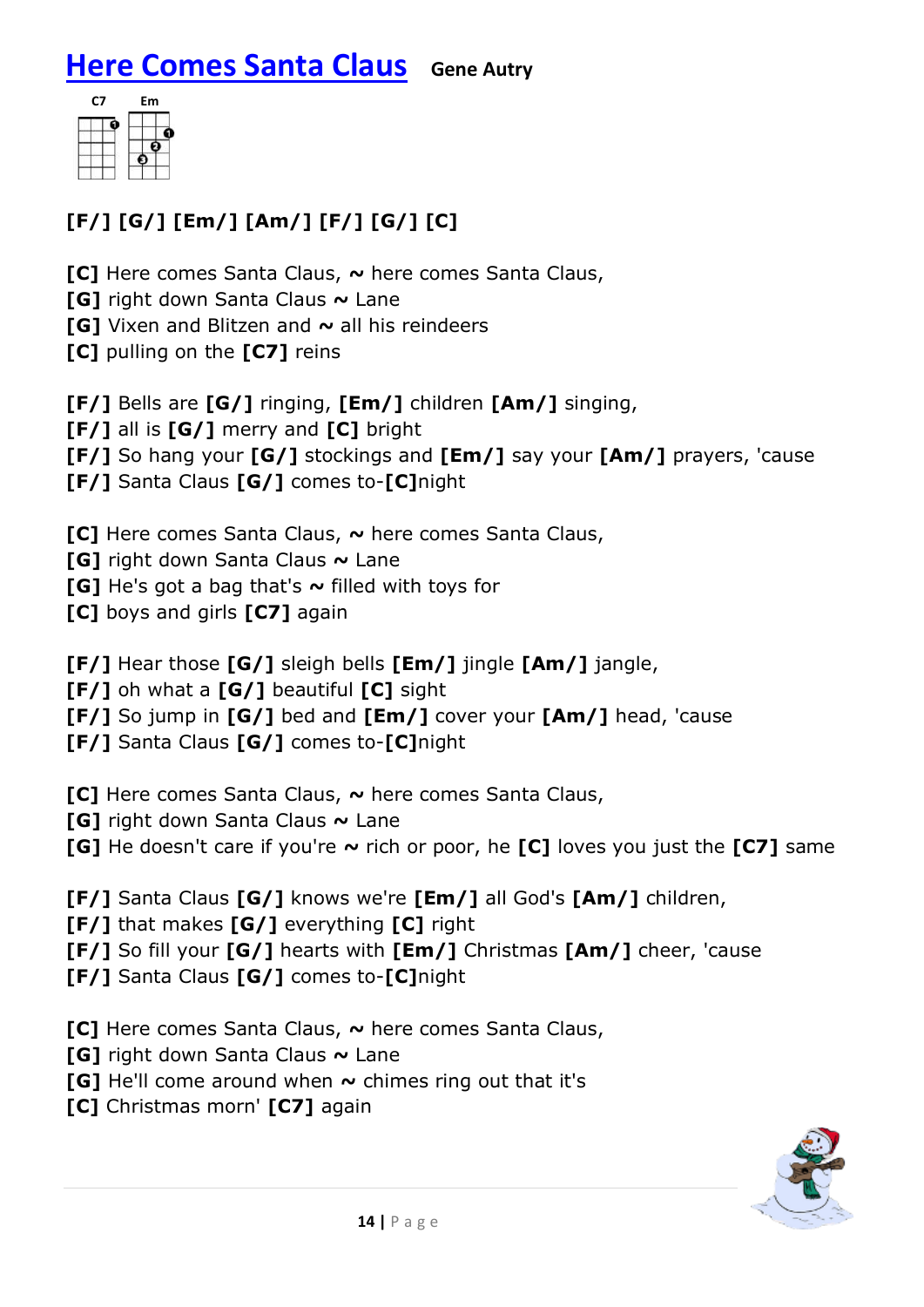# Here Comes Santa Claus **Gene Autry**

C7 Em

**[F/] [G/] [Em/] [Am/] [F/] [G/] [C]**

**[C]** Here comes Santa Claus, **~** here comes Santa Claus,
**[G]** right down Santa Claus **~** Lane
**[G]** Vixen and Blitzen and **~** all his reindeers
**[C]** pulling on the **[C7]** reins

**[F/]** Bells are **[G/]** ringing, **[Em/]** children **[Am/]** singing,
**[F/]** all is **[G/]** merry and **[C]** bright
**[F/]** So hang your **[G/]** stockings and **[Em/]** say your **[Am/]** prayers, 'cause
**[F/]** Santa Claus **[G/]** comes to-**[C]**night

**[C]** Here comes Santa Claus, **~** here comes Santa Claus,
**[G]** right down Santa Claus **~** Lane
**[G]** He's got a bag that's **~** filled with toys for
**[C]** boys and girls **[C7]** again

**[F/]** Hear those **[G/]** sleigh bells **[Em/]** jingle **[Am/]** jangle,
**[F/]** oh what a **[G/]** beautiful **[C]** sight
**[F/]** So jump in **[G/]** bed and **[Em/]** cover your **[Am/]** head, 'cause
**[F/]** Santa Claus **[G/]** comes to-**[C]**night

**[C]** Here comes Santa Claus, **~** here comes Santa Claus,
**[G]** right down Santa Claus **~** Lane
**[G]** He doesn't care if you're **~** rich or poor, he **[C]** loves you just the **[C7]** same

**[F/]** Santa Claus **[G/]** knows we're **[Em/]** all God's **[Am/]** children,
**[F/]** that makes **[G/]** everything **[C]** right
**[F/]** So fill your **[G/]** hearts with **[Em/]** Christmas **[Am/]** cheer, 'cause
**[F/]** Santa Claus **[G/]** comes to-**[C]**night

**[C]** Here comes Santa Claus, **~** here comes Santa Claus,
**[G]** right down Santa Claus **~** Lane
**[G]** He'll come around when **~** chimes ring out that it's
**[C]** Christmas morn' **[C7]** again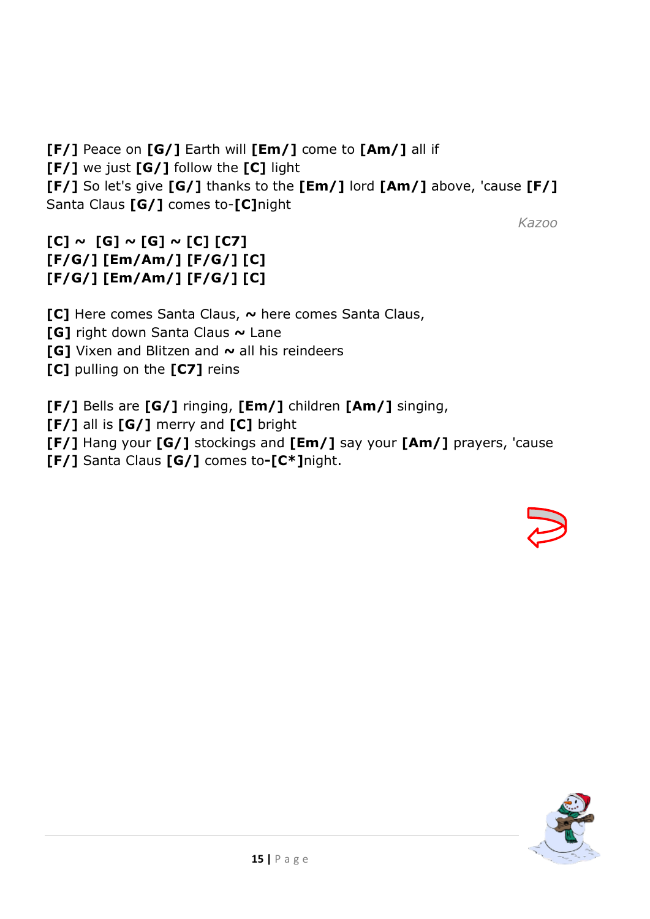**[F/]** Peace on **[G/]** Earth will **[Em/]** come to **[Am/]** all if
**[F/]** we just **[G/]** follow the **[C]** light
**[F/]** So let's give **[G/]** thanks to the **[Em/]** lord **[Am/]** above, 'cause **[F/]**
Santa Claus **[G/]** comes to-**[C]**night

*Kazoo*

**[C] ~ [G] ~ [G] ~ [C] [C7]**
**[F/G/] [Em/Am/] [F/G/] [C]**
**[F/G/] [Em/Am/] [F/G/] [C]**

**[C]** Here comes Santa Claus, **~** here comes Santa Claus,
**[G]** right down Santa Claus **~** Lane
**[G]** Vixen and Blitzen and **~** all his reindeers
**[C]** pulling on the **[C7]** reins

**[F/]** Bells are **[G/]** ringing, **[Em/]** children **[Am/]** singing,
**[F/]** all is **[G/]** merry and **[C]** bright
**[F/]** Hang your **[G/]** stockings and **[Em/]** say your **[Am/]** prayers, 'cause
**[F/]** Santa Claus **[G/]** comes to**-[C*]**night.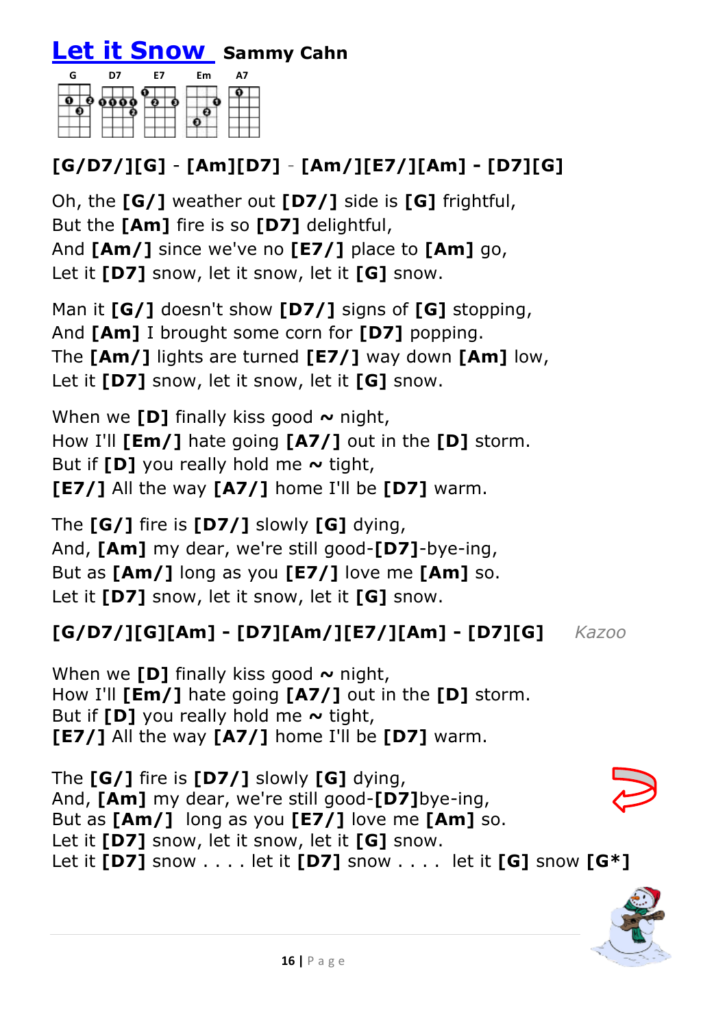# Let it Snow **Sammy Cahn**

G D7 E7 Em A7

**[G/D7/][G] - [Am][D7] - [Am/][E7/][Am] - [D7][G]**

Oh, the **[G/]** weather out **[D7/]** side is **[G]** frightful,
But the **[Am]** fire is so **[D7]** delightful,
And **[Am/]** since we've no **[E7/]** place to **[Am]** go,
Let it **[D7]** snow, let it snow, let it **[G]** snow.

Man it **[G/]** doesn't show **[D7/]** signs of **[G]** stopping,
And **[Am]** I brought some corn for **[D7]** popping.
The **[Am/]** lights are turned **[E7/]** way down **[Am]** low,
Let it **[D7]** snow, let it snow, let it **[G]** snow.

When we **[D]** finally kiss good ~ night,
How I'll **[Em/]** hate going **[A7/]** out in the **[D]** storm.
But if **[D]** you really hold me ~ tight,
**[E7/]** All the way **[A7/]** home I'll be **[D7]** warm.

The **[G/]** fire is **[D7/]** slowly **[G]** dying,
And, **[Am]** my dear, we're still good-**[D7]**-bye-ing,
But as **[Am/]** long as you **[E7/]** love me **[Am]** so.
Let it **[D7]** snow, let it snow, let it **[G]** snow.

**[G/D7/][G][Am] - [D7][Am/][E7/][Am] - [D7][G]** *Kazoo*

When we **[D]** finally kiss good ~ night,
How I'll **[Em/]** hate going **[A7/]** out in the **[D]** storm.
But if **[D]** you really hold me ~ tight,
**[E7/]** All the way **[A7/]** home I'll be **[D7]** warm.

The **[G/]** fire is **[D7/]** slowly **[G]** dying,
And, **[Am]** my dear, we're still good-**[D7]**bye-ing,
But as **[Am/]** long as you **[E7/]** love me **[Am]** so.
Let it **[D7]** snow, let it snow, let it **[G]** snow.
Let it **[D7]** snow . . . . let it **[D7]** snow . . . . let it **[G]** snow **[G*]**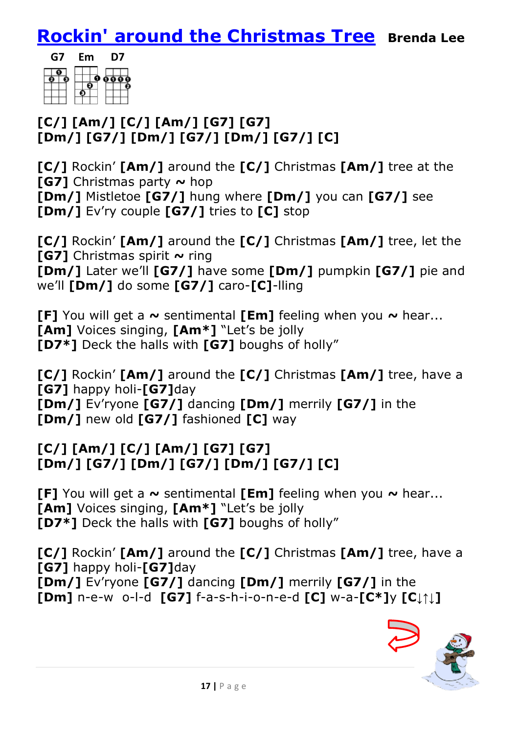# Rockin' around the Christmas Tree **Brenda Lee**

G7 Em D7

**[C/] [Am/] [C/] [Am/] [G7] [G7]**
**[Dm/] [G7/] [Dm/] [G7/] [Dm/] [G7/] [C]**

**[C/]** Rockin' **[Am/]** around the **[C/]** Christmas **[Am/]** tree at the
**[G7]** Christmas party **~** hop
**[Dm/]** Mistletoe **[G7/]** hung where **[Dm/]** you can **[G7/]** see
**[Dm/]** Ev'ry couple **[G7/]** tries to **[C]** stop

**[C/]** Rockin' **[Am/]** around the **[C/]** Christmas **[Am/]** tree, let the
**[G7]** Christmas spirit **~** ring
**[Dm/]** Later we'll **[G7/]** have some **[Dm/]** pumpkin **[G7/]** pie and
we'll **[Dm/]** do some **[G7/]** caro-**[C]**-lling

**[F]** You will get a **~** sentimental **[Em]** feeling when you **~** hear...
**[Am]** Voices singing, **[Am*]** "Let's be jolly
**[D7*]** Deck the halls with **[G7]** boughs of holly"

**[C/]** Rockin' **[Am/]** around the **[C/]** Christmas **[Am/]** tree, have a
**[G7]** happy holi-**[G7]**day
**[Dm/]** Ev'ryone **[G7/]** dancing **[Dm/]** merrily **[G7/]** in the
**[Dm/]** new old **[G7/]** fashioned **[C]** way

**[C/] [Am/] [C/] [Am/] [G7] [G7]**
**[Dm/] [G7/] [Dm/] [G7/] [Dm/] [G7/] [C]**

**[F]** You will get a **~** sentimental **[Em]** feeling when you **~** hear...
**[Am]** Voices singing, **[Am*]** "Let's be jolly
**[D7*]** Deck the halls with **[G7]** boughs of holly"

**[C/]** Rockin' **[Am/]** around the **[C/]** Christmas **[Am/]** tree, have a
**[G7]** happy holi-**[G7]**day
**[Dm/]** Ev'ryone **[G7/]** dancing **[Dm/]** merrily **[G7/]** in the
**[Dm]** n-e-w o-l-d **[G7]** f-a-s-h-i-o-n-e-d **[C]** w-a-**[C*]**y **[C↓↑↓]**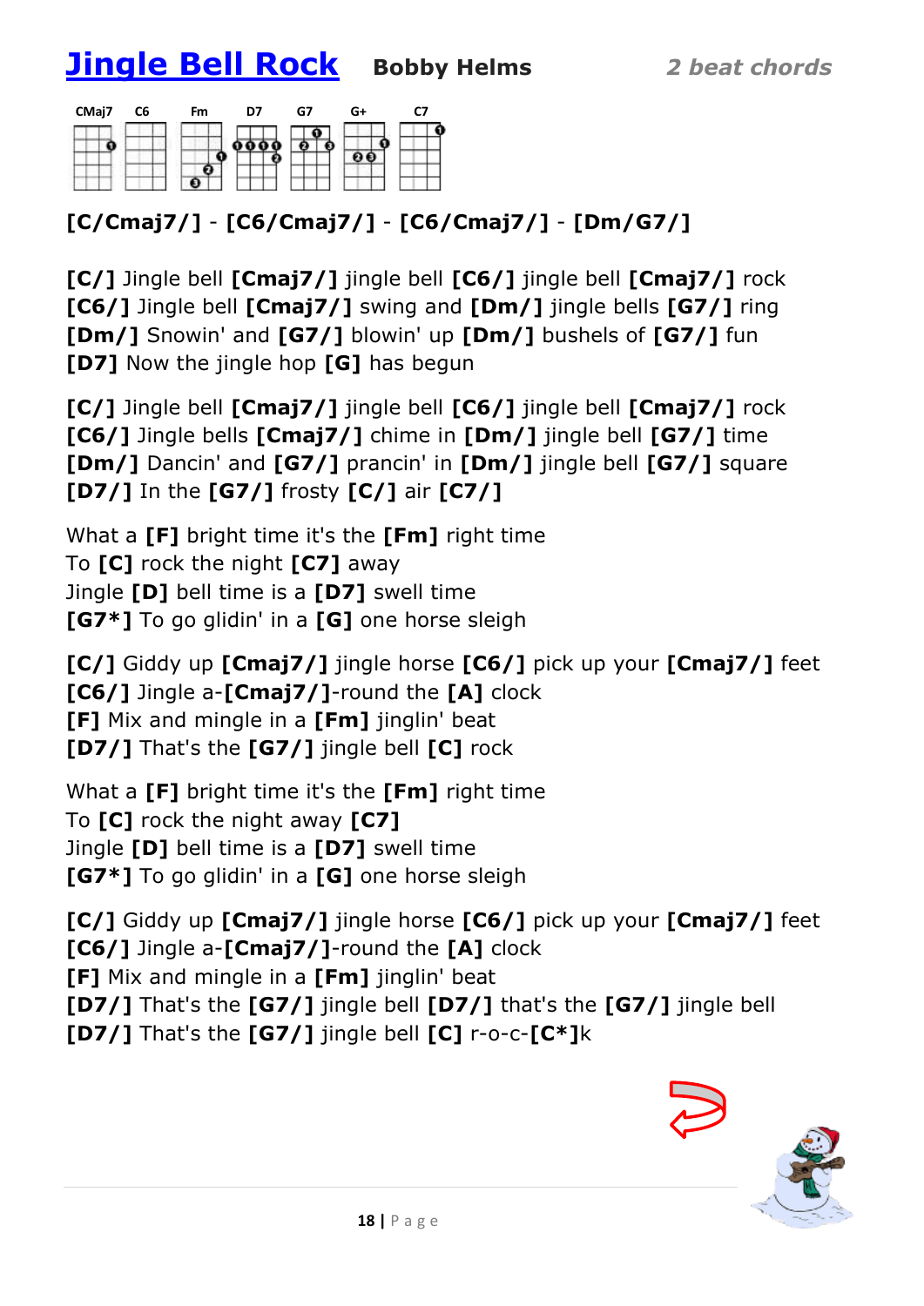# [Jingle Bell Rock]() **Bobby Helms** *2 beat chords*

CMaj7 C6 Fm D7 G7 G+ C7

**[C/Cmaj7/]** - **[C6/Cmaj7/]** - **[C6/Cmaj7/]** - **[Dm/G7/]**

**[C/]** Jingle bell **[Cmaj7/]** jingle bell **[C6/]** jingle bell **[Cmaj7/]** rock
**[C6/]** Jingle bell **[Cmaj7/]** swing and **[Dm/]** jingle bells **[G7/]** ring
**[Dm/]** Snowin' and **[G7/]** blowin' up **[Dm/]** bushels of **[G7/]** fun
**[D7]** Now the jingle hop **[G]** has begun

**[C/]** Jingle bell **[Cmaj7/]** jingle bell **[C6/]** jingle bell **[Cmaj7/]** rock
**[C6/]** Jingle bells **[Cmaj7/]** chime in **[Dm/]** jingle bell **[G7/]** time
**[Dm/]** Dancin' and **[G7/]** prancin' in **[Dm/]** jingle bell **[G7/]** square
**[D7/]** In the **[G7/]** frosty **[C/]** air **[C7/]**

What a **[F]** bright time it's the **[Fm]** right time
To **[C]** rock the night **[C7]** away
Jingle **[D]** bell time is a **[D7]** swell time
**[G7*]** To go glidin' in a **[G]** one horse sleigh

**[C/]** Giddy up **[Cmaj7/]** jingle horse **[C6/]** pick up your **[Cmaj7/]** feet
**[C6/]** Jingle a-**[Cmaj7/]**-round the **[A]** clock
**[F]** Mix and mingle in a **[Fm]** jinglin' beat
**[D7/]** That's the **[G7/]** jingle bell **[C]** rock

What a **[F]** bright time it's the **[Fm]** right time
To **[C]** rock the night away **[C7]**
Jingle **[D]** bell time is a **[D7]** swell time
**[G7*]** To go glidin' in a **[G]** one horse sleigh

**[C/]** Giddy up **[Cmaj7/]** jingle horse **[C6/]** pick up your **[Cmaj7/]** feet
**[C6/]** Jingle a-**[Cmaj7/]**-round the **[A]** clock
**[F]** Mix and mingle in a **[Fm]** jinglin' beat
**[D7/]** That's the **[G7/]** jingle bell **[D7/]** that's the **[G7/]** jingle bell
**[D7/]** That's the **[G7/]** jingle bell **[C]** r-o-c-**[C*]**k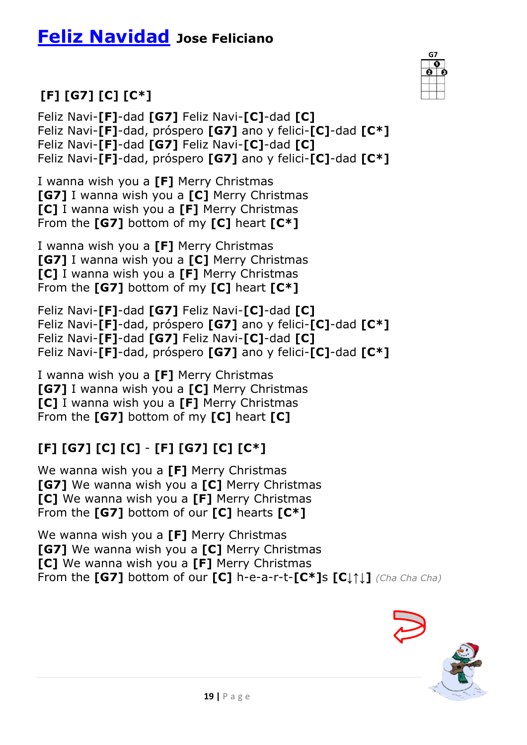# Feliz Navidad **Jose Feliciano**

G7

**[F] [G7] [C] [C*]**

Feliz Navi-**[F]**-dad **[G7]** Feliz Navi-**[C]**-dad **[C]**
Feliz Navi-**[F]**-dad, próspero **[G7]** ano y felici-**[C]**-dad **[C*]**
Feliz Navi-**[F]**-dad **[G7]** Feliz Navi-**[C]**-dad **[C]**
Feliz Navi-**[F]**-dad, próspero **[G7]** ano y felici-**[C]**-dad **[C*]**

I wanna wish you a **[F]** Merry Christmas
**[G7]** I wanna wish you a **[C]** Merry Christmas
**[C]** I wanna wish you a **[F]** Merry Christmas
From the **[G7]** bottom of my **[C]** heart **[C*]**

I wanna wish you a **[F]** Merry Christmas
**[G7]** I wanna wish you a **[C]** Merry Christmas
**[C]** I wanna wish you a **[F]** Merry Christmas
From the **[G7]** bottom of my **[C]** heart **[C*]**

Feliz Navi-**[F]**-dad **[G7]** Feliz Navi-**[C]**-dad **[C]**
Feliz Navi-**[F]**-dad, próspero **[G7]** ano y felici-**[C]**-dad **[C*]**
Feliz Navi-**[F]**-dad **[G7]** Feliz Navi-**[C]**-dad **[C]**
Feliz Navi-**[F]**-dad, próspero **[G7]** ano y felici-**[C]**-dad **[C*]**

I wanna wish you a **[F]** Merry Christmas
**[G7]** I wanna wish you a **[C]** Merry Christmas
**[C]** I wanna wish you a **[F]** Merry Christmas
From the **[G7]** bottom of my **[C]** heart **[C]**

**[F] [G7] [C] [C]** - **[F] [G7] [C] [C*]**

We wanna wish you a **[F]** Merry Christmas
**[G7]** We wanna wish you a **[C]** Merry Christmas
**[C]** We wanna wish you a **[F]** Merry Christmas
From the **[G7]** bottom of our **[C]** hearts **[C*]**

We wanna wish you a **[F]** Merry Christmas
**[G7]** We wanna wish you a **[C]** Merry Christmas
**[C]** We wanna wish you a **[F]** Merry Christmas
From the **[G7]** bottom of our **[C]** h-e-a-r-t-**[C*]**s **[C↓↑↓]** *(Cha Cha Cha)*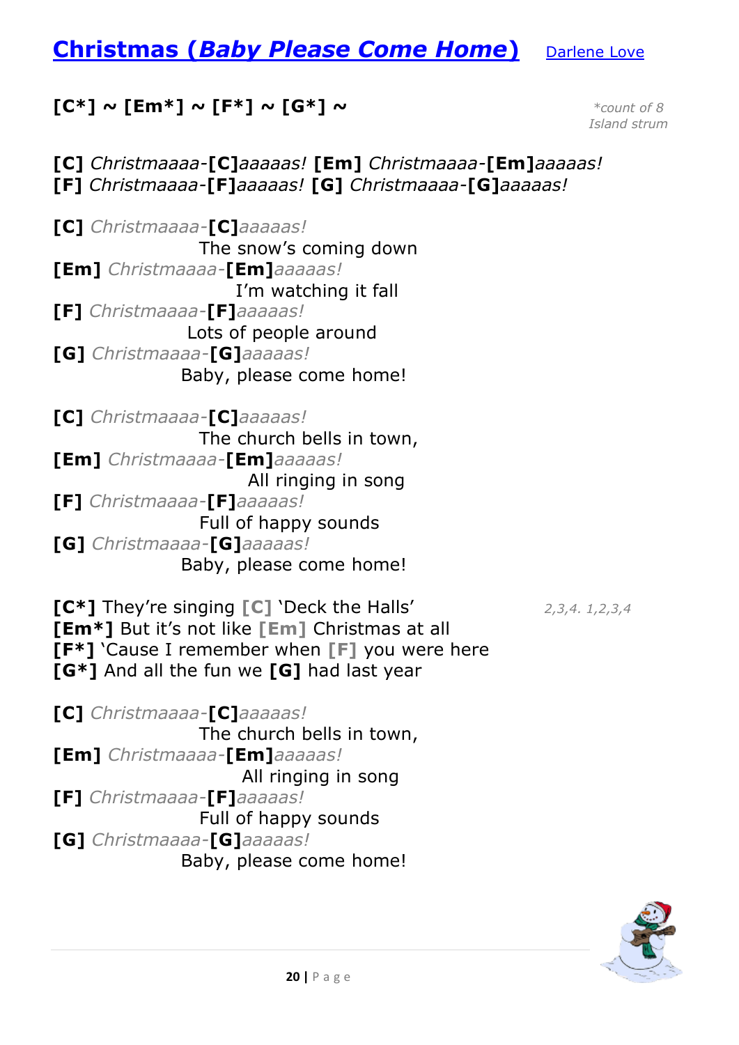# Christmas (*Baby Please Come Home*) Darlene Love

**[C*] ~ [Em*] ~ [F*] ~ [G*] ~** *\*count of 8 Island strum*

**[C]** *Christmaaaa-***[C]***aaaaas!* **[Em]** *Christmaaaa-***[Em]***aaaaas!*
**[F]** *Christmaaaa-***[F]***aaaaas!* **[G]** *Christmaaaa-***[G]***aaaaas!*

**[C]** *Christmaaaa-***[C]***aaaaas!*
The snow's coming down
**[Em]** *Christmaaaa-***[Em]***aaaaas!*
I'm watching it fall
**[F]** *Christmaaaa-***[F]***aaaaas!*
Lots of people around
**[G]** *Christmaaaa-***[G]***aaaaas!*
Baby, please come home!

**[C]** *Christmaaaa-***[C]***aaaaas!*
The church bells in town,
**[Em]** *Christmaaaa-***[Em]***aaaaas!*
All ringing in song
**[F]** *Christmaaaa-***[F]***aaaaas!*
Full of happy sounds
**[G]** *Christmaaaa-***[G]***aaaaas!*
Baby, please come home!

**[C*]** They're singing **[C]** 'Deck the Halls' *2,3,4. 1,2,3,4*
**[Em*]** But it's not like **[Em]** Christmas at all
**[F*]** 'Cause I remember when **[F]** you were here
**[G*]** And all the fun we **[G]** had last year

**[C]** *Christmaaaa-***[C]***aaaaas!*
The church bells in town,
**[Em]** *Christmaaaa-***[Em]***aaaaas!*
All ringing in song
**[F]** *Christmaaaa-***[F]***aaaaas!*
Full of happy sounds
**[G]** *Christmaaaa-***[G]***aaaaas!*
Baby, please come home!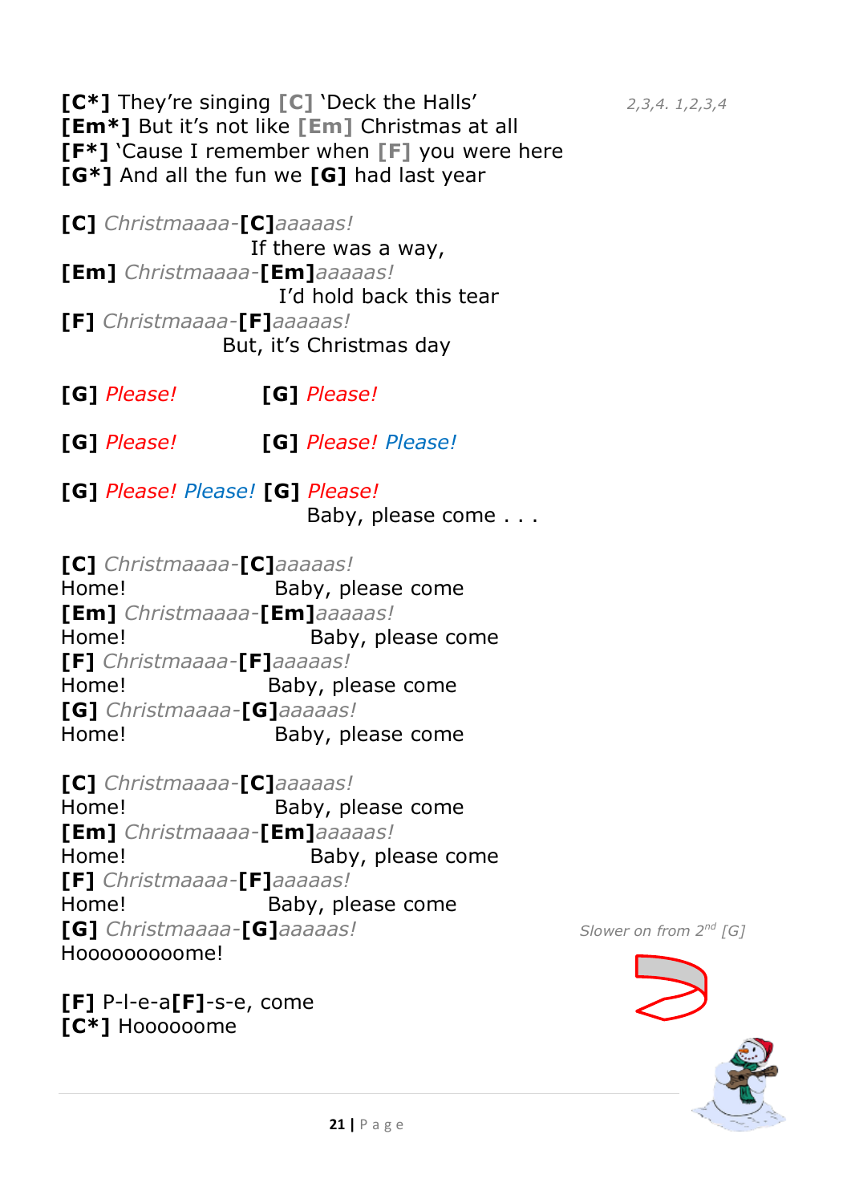**[C*]** They're singing **[C]** 'Deck the Halls' *2,3,4. 1,2,3,4*
**[Em*]** But it's not like **[Em]** Christmas at all
**[F*]** 'Cause I remember when **[F]** you were here
**[G*]** And all the fun we **[G]** had last year

**[C]** *Christmaaaa-***[C]***aaaaas!*
If there was a way,
**[Em]** *Christmaaaa-***[Em]***aaaaas!*
I'd hold back this tear
**[F]** *Christmaaaa-***[F]***aaaaas!*
But, it's Christmas day

**[G]** *Please!* **[G]** *Please!*

**[G]** *Please!* **[G]** *Please! Please!*

**[G]** *Please! Please!* **[G]** *Please!*
Baby, please come . . .

**[C]** *Christmaaaa-***[C]***aaaaas!*
Home! Baby, please come
**[Em]** *Christmaaaa-***[Em]***aaaaas!*
Home! Baby, please come
**[F]** *Christmaaaa-***[F]***aaaaas!*
Home! Baby, please come
**[G]** *Christmaaaa-***[G]***aaaaas!*
Home! Baby, please come

**[C]** *Christmaaaa-***[C]***aaaaas!*
Home! Baby, please come
**[Em]** *Christmaaaa-***[Em]***aaaaas!*
Home! Baby, please come
**[F]** *Christmaaaa-***[F]***aaaaas!*
Home! Baby, please come
**[G]** *Christmaaaa-***[G]***aaaaas!* *Slower on from 2nd [G]*
Hooooooooome!

**[F]** P-l-e-a**[F]**-s-e, come
**[C*]** Hooooome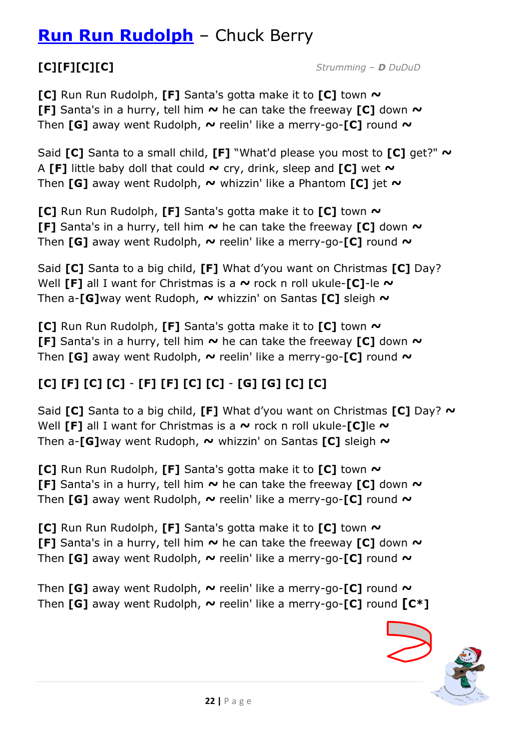# Run Run Rudolph – Chuck Berry

**[C][F][C][C]** *Strumming – **D** DuDuD*

**[C]** Run Run Rudolph, **[F]** Santa's gotta make it to **[C]** town ~
**[F]** Santa's in a hurry, tell him ~ he can take the freeway **[C]** down ~
Then **[G]** away went Rudolph, ~ reelin' like a merry-go-**[C]** round ~

Said **[C]** Santa to a small child, **[F]** "What'd please you most to **[C]** get?" ~
A **[F]** little baby doll that could ~ cry, drink, sleep and **[C]** wet ~
Then **[G]** away went Rudolph, ~ whizzin' like a Phantom **[C]** jet ~

**[C]** Run Run Rudolph, **[F]** Santa's gotta make it to **[C]** town ~
**[F]** Santa's in a hurry, tell him ~ he can take the freeway **[C]** down ~
Then **[G]** away went Rudolph, ~ reelin' like a merry-go-**[C]** round ~

Said **[C]** Santa to a big child, **[F]** What d'you want on Christmas **[C]** Day?
Well **[F]** all I want for Christmas is a ~ rock n roll ukule-**[C]**-le ~
Then a-**[G]**way went Rudoph, ~ whizzin' on Santas **[C]** sleigh ~

**[C]** Run Run Rudolph, **[F]** Santa's gotta make it to **[C]** town ~
**[F]** Santa's in a hurry, tell him ~ he can take the freeway **[C]** down ~
Then **[G]** away went Rudolph, ~ reelin' like a merry-go-**[C]** round ~

**[C] [F] [C] [C]** - **[F] [F] [C] [C]** - **[G] [G] [C] [C]**

Said **[C]** Santa to a big child, **[F]** What d'you want on Christmas **[C]** Day? ~
Well **[F]** all I want for Christmas is a ~ rock n roll ukule-**[C]**le ~
Then a-**[G]**way went Rudoph, ~ whizzin' on Santas **[C]** sleigh ~

**[C]** Run Run Rudolph, **[F]** Santa's gotta make it to **[C]** town ~
**[F]** Santa's in a hurry, tell him ~ he can take the freeway **[C]** down ~
Then **[G]** away went Rudolph, ~ reelin' like a merry-go-**[C]** round ~

**[C]** Run Run Rudolph, **[F]** Santa's gotta make it to **[C]** town ~
**[F]** Santa's in a hurry, tell him ~ he can take the freeway **[C]** down ~
Then **[G]** away went Rudolph, ~ reelin' like a merry-go-**[C]** round ~

Then **[G]** away went Rudolph, ~ reelin' like a merry-go-**[C]** round ~
Then **[G]** away went Rudolph, ~ reelin' like a merry-go-**[C]** round **[C*]**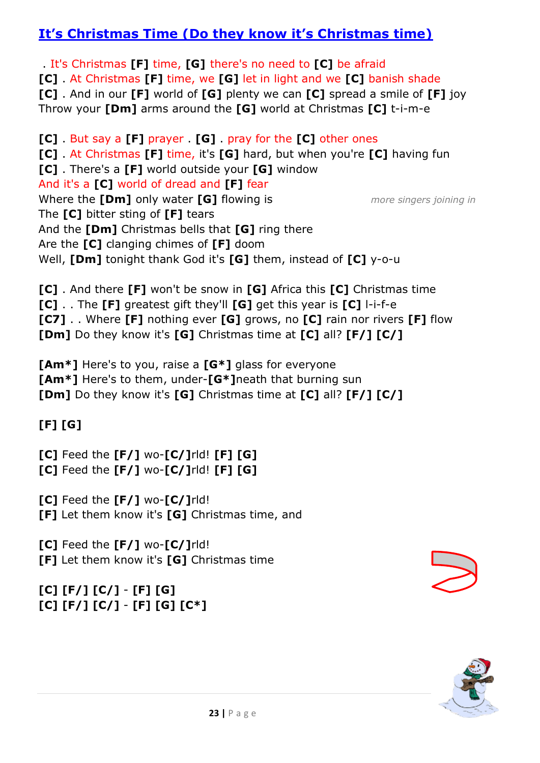## It's Christmas Time (Do they know it's Christmas time)

. It's Christmas **[F]** time, **[G]** there's no need to **[C]** be afraid
**[C]** . At Christmas **[F]** time, we **[G]** let in light and we **[C]** banish shade
**[C]** . And in our **[F]** world of **[G]** plenty we can **[C]** spread a smile of **[F]** joy
Throw your **[Dm]** arms around the **[G]** world at Christmas **[C]** t-i-m-e

**[C]** . But say a **[F]** prayer . **[G]** . pray for the **[C]** other ones
**[C]** . At Christmas **[F]** time, it's **[G]** hard, but when you're **[C]** having fun
**[C]** . There's a **[F]** world outside your **[G]** window
And it's a **[C]** world of dread and **[F]** fear
Where the **[Dm]** only water **[G]** flowing is *more singers joining in*
The **[C]** bitter sting of **[F]** tears
And the **[Dm]** Christmas bells that **[G]** ring there
Are the **[C]** clanging chimes of **[F]** doom
Well, **[Dm]** tonight thank God it's **[G]** them, instead of **[C]** y-o-u

**[C]** . And there **[F]** won't be snow in **[G]** Africa this **[C]** Christmas time
**[C]** . . The **[F]** greatest gift they'll **[G]** get this year is **[C]** l-i-f-e
**[C7]** . . Where **[F]** nothing ever **[G]** grows, no **[C]** rain nor rivers **[F]** flow
**[Dm]** Do they know it's **[G]** Christmas time at **[C]** all? **[F/] [C/]**

**[Am*]** Here's to you, raise a **[G*]** glass for everyone
**[Am*]** Here's to them, under-**[G*]**neath that burning sun
**[Dm]** Do they know it's **[G]** Christmas time at **[C]** all? **[F/] [C/]**

**[F] [G]**

**[C]** Feed the **[F/]** wo-**[C/]**rld! **[F] [G]**
**[C]** Feed the **[F/]** wo-**[C/]**rld! **[F] [G]**

**[C]** Feed the **[F/]** wo-**[C/]**rld!
**[F]** Let them know it's **[G]** Christmas time, and

**[C]** Feed the **[F/]** wo-**[C/]**rld!
**[F]** Let them know it's **[G]** Christmas time

**[C] [F/] [C/]** - **[F] [G]**
**[C] [F/] [C/]** - **[F] [G] [C*]**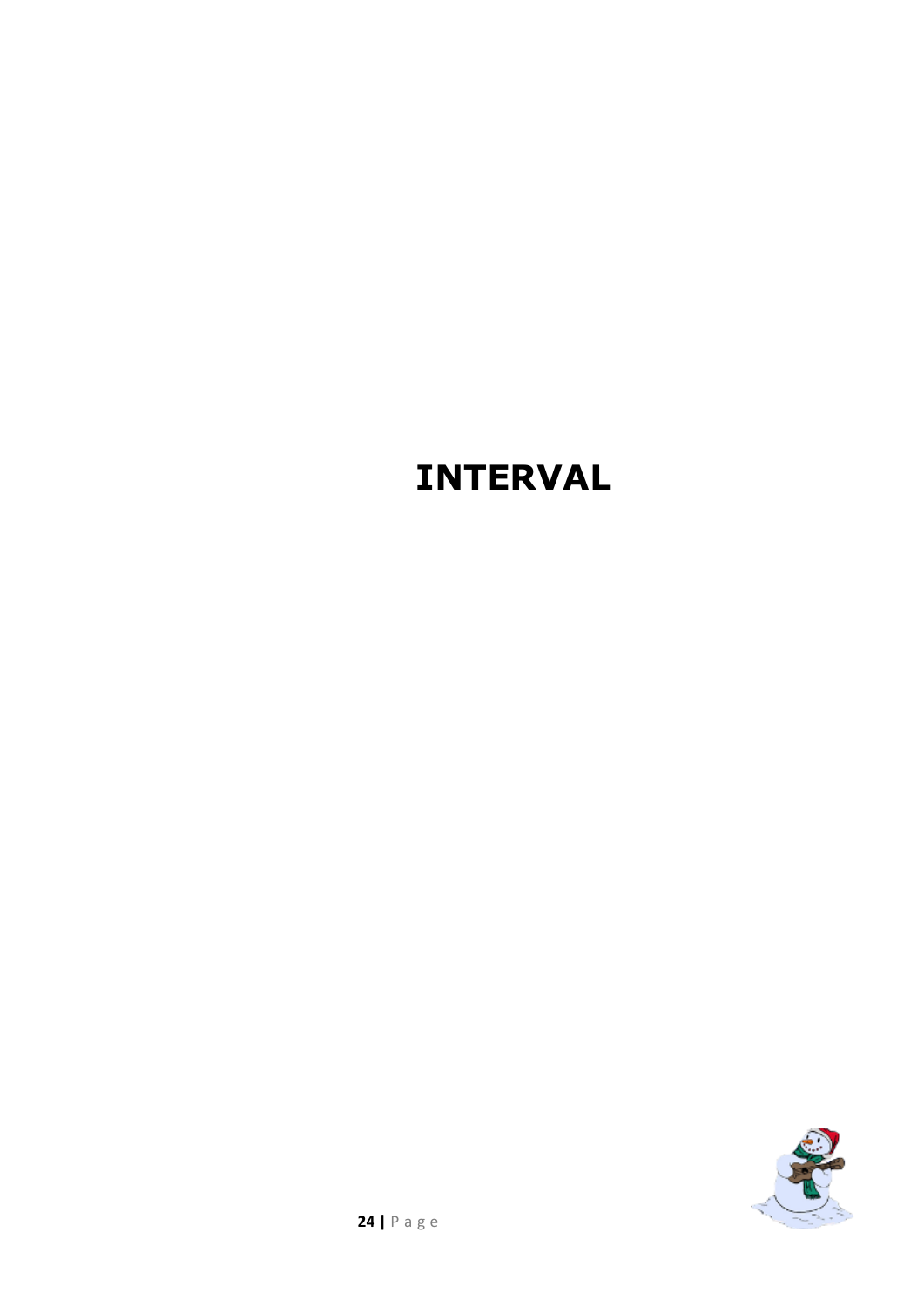# INTERVAL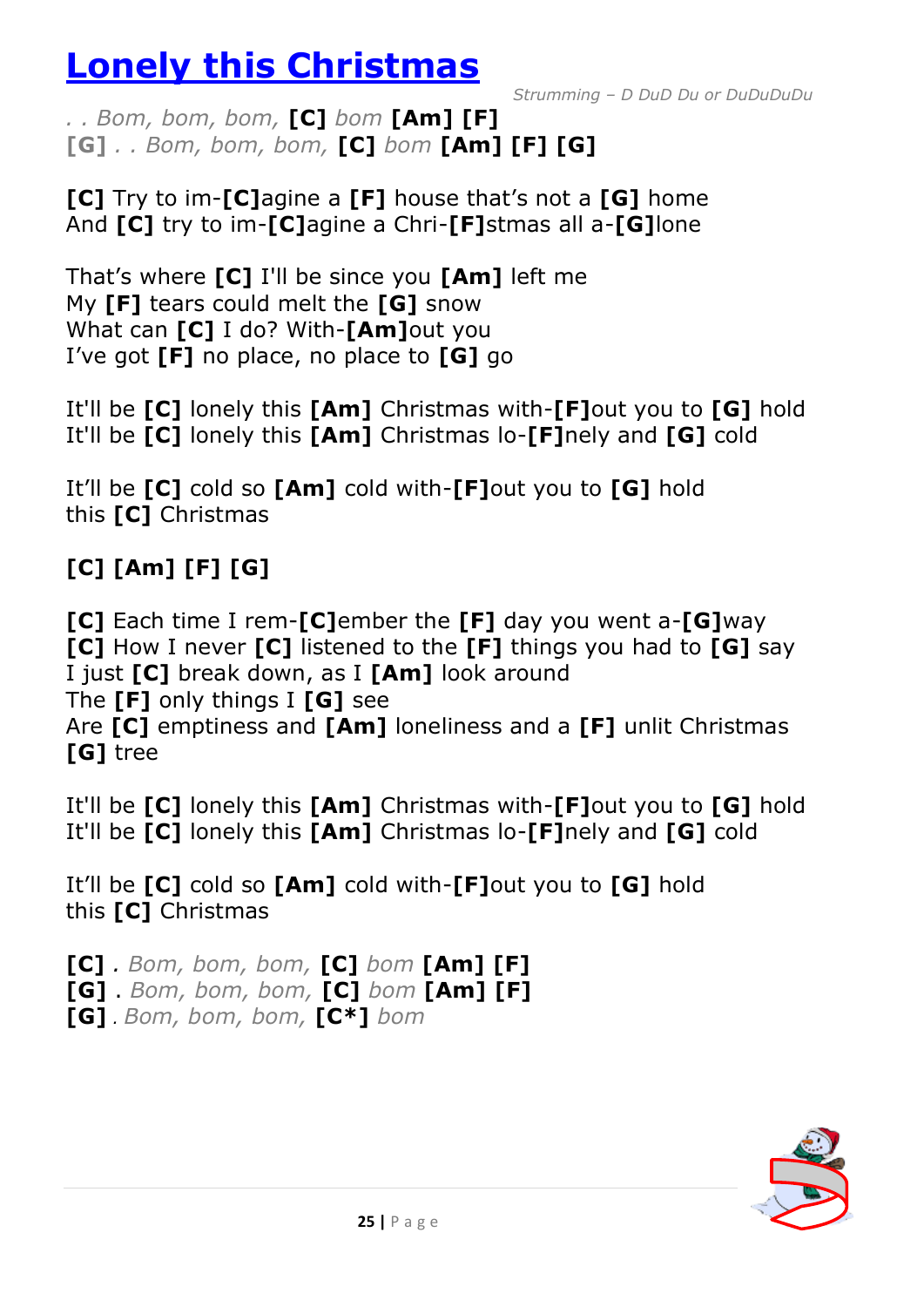# Lonely this Christmas

*Strumming – D DuD Du or DuDuDuDu*

*. . Bom, bom, bom,* **[C]** *bom* **[Am] [F]**
**[G]** *. . Bom, bom, bom,* **[C]** *bom* **[Am] [F] [G]**

**[C]** Try to im-**[C]**agine a **[F]** house that's not a **[G]** home
And **[C]** try to im-**[C]**agine a Chri-**[F]**stmas all a-**[G]**lone

That's where **[C]** I'll be since you **[Am]** left me
My **[F]** tears could melt the **[G]** snow
What can **[C]** I do? With-**[Am]**out you
I've got **[F]** no place, no place to **[G]** go

It'll be **[C]** lonely this **[Am]** Christmas with-**[F]**out you to **[G]** hold
It'll be **[C]** lonely this **[Am]** Christmas lo-**[F]**nely and **[G]** cold

It'll be **[C]** cold so **[Am]** cold with-**[F]**out you to **[G]** hold
this **[C]** Christmas

**[C] [Am] [F] [G]**

**[C]** Each time I rem-**[C]**ember the **[F]** day you went a-**[G]**way
**[C]** How I never **[C]** listened to the **[F]** things you had to **[G]** say
I just **[C]** break down, as I **[Am]** look around
The **[F]** only things I **[G]** see
Are **[C]** emptiness and **[Am]** loneliness and a **[F]** unlit Christmas
**[G]** tree

It'll be **[C]** lonely this **[Am]** Christmas with-**[F]**out you to **[G]** hold
It'll be **[C]** lonely this **[Am]** Christmas lo-**[F]**nely and **[G]** cold

It'll be **[C]** cold so **[Am]** cold with-**[F]**out you to **[G]** hold
this **[C]** Christmas

**[C]** *. Bom, bom, bom,* **[C]** *bom* **[Am] [F]**
**[G]** . *Bom, bom, bom,* **[C]** *bom* **[Am] [F]**
**[G]** *. Bom, bom, bom,* **[C*]** *bom*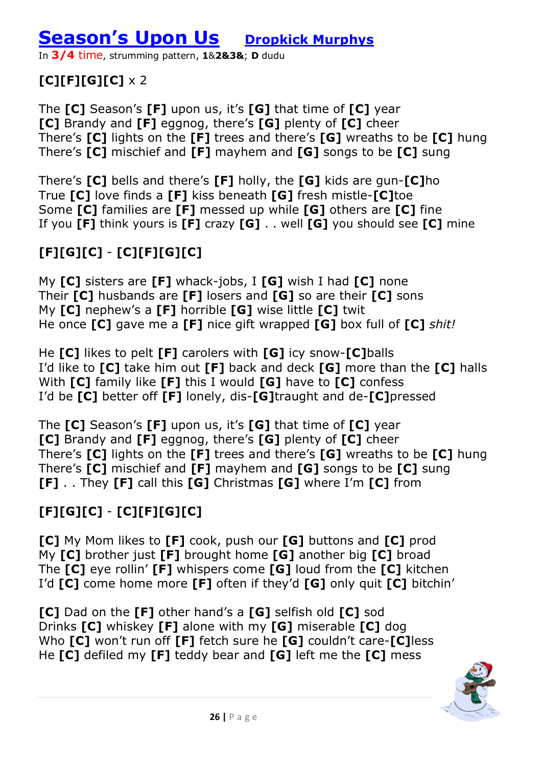# Season's Upon Us    Dropkick Murphys

In **3/4** time, strumming pattern, **1**&**2**&**3**&; **D** dudu

**[C][F][G][C]** x 2

The **[C]** Season's **[F]** upon us, it's **[G]** that time of **[C]** year
**[C]** Brandy and **[F]** eggnog, there's **[G]** plenty of **[C]** cheer
There's **[C]** lights on the **[F]** trees and there's **[G]** wreaths to be **[C]** hung
There's **[C]** mischief and **[F]** mayhem and **[G]** songs to be **[C]** sung

There's **[C]** bells and there's **[F]** holly, the **[G]** kids are gun-**[C]**ho
True **[C]** love finds a **[F]** kiss beneath **[G]** fresh mistle-**[C]**toe
Some **[C]** families are **[F]** messed up while **[G]** others are **[C]** fine
If you **[F]** think yours is **[F]** crazy **[G]** . . well **[G]** you should see **[C]** mine

**[F][G][C]** - **[C][F][G][C]**

My **[C]** sisters are **[F]** whack-jobs, I **[G]** wish I had **[C]** none
Their **[C]** husbands are **[F]** losers and **[G]** so are their **[C]** sons
My **[C]** nephew's a **[F]** horrible **[G]** wise little **[C]** twit
He once **[C]** gave me a **[F]** nice gift wrapped **[G]** box full of **[C]** *shit!*

He **[C]** likes to pelt **[F]** carolers with **[G]** icy snow-**[C]**balls
I'd like to **[C]** take him out **[F]** back and deck **[G]** more than the **[C]** halls
With **[C]** family like **[F]** this I would **[G]** have to **[C]** confess
I'd be **[C]** better off **[F]** lonely, dis-**[G]**traught and de-**[C]**pressed

The **[C]** Season's **[F]** upon us, it's **[G]** that time of **[C]** year
**[C]** Brandy and **[F]** eggnog, there's **[G]** plenty of **[C]** cheer
There's **[C]** lights on the **[F]** trees and there's **[G]** wreaths to be **[C]** hung
There's **[C]** mischief and **[F]** mayhem and **[G]** songs to be **[C]** sung
**[F]** . . They **[F]** call this **[G]** Christmas **[G]** where I'm **[C]** from

**[F][G][C]** - **[C][F][G][C]**

**[C]** My Mom likes to **[F]** cook, push our **[G]** buttons and **[C]** prod
My **[C]** brother just **[F]** brought home **[G]** another big **[C]** broad
The **[C]** eye rollin' **[F]** whispers come **[G]** loud from the **[C]** kitchen
I'd **[C]** come home more **[F]** often if they'd **[G]** only quit **[C]** bitchin'

**[C]** Dad on the **[F]** other hand's a **[G]** selfish old **[C]** sod
Drinks **[C]** whiskey **[F]** alone with my **[G]** miserable **[C]** dog
Who **[C]** won't run off **[F]** fetch sure he **[G]** couldn't care-**[C]**less
He **[C]** defiled my **[F]** teddy bear and **[G]** left me the **[C]** mess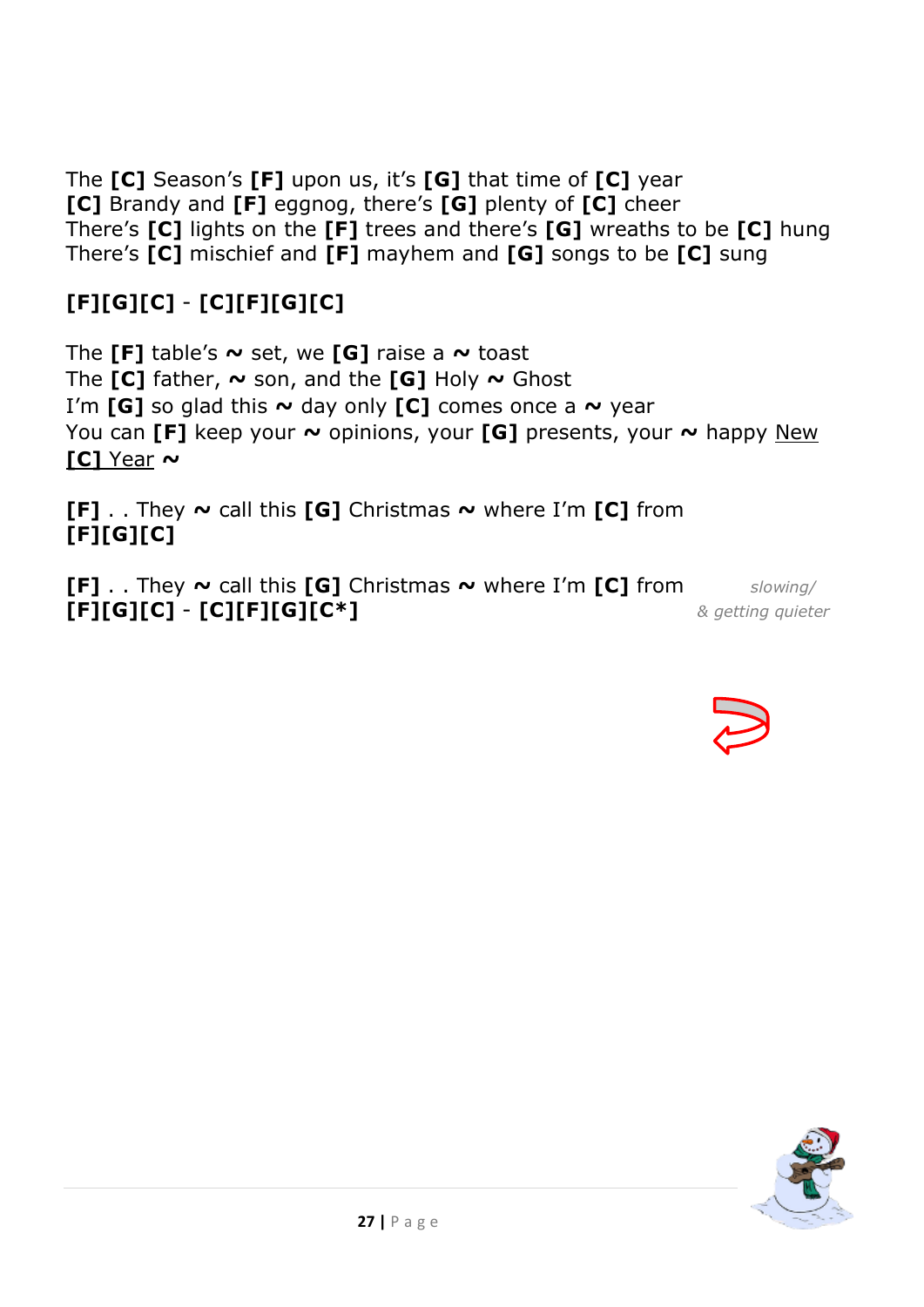The **[C]** Season's **[F]** upon us, it's **[G]** that time of **[C]** year
**[C]** Brandy and **[F]** eggnog, there's **[G]** plenty of **[C]** cheer
There's **[C]** lights on the **[F]** trees and there's **[G]** wreaths to be **[C]** hung
There's **[C]** mischief and **[F]** mayhem and **[G]** songs to be **[C]** sung

**[F][G][C]** - **[C][F][G][C]**

The **[F]** table's **~** set, we **[G]** raise a **~** toast
The **[C]** father, **~** son, and the **[G]** Holy **~** Ghost
I'm **[G]** so glad this **~** day only **[C]** comes once a **~** year
You can **[F]** keep your **~** opinions, your **[G]** presents, your **~** happy <u>New</u>
<u>**[C]** Year</u> **~**

**[F]** . . They **~** call this **[G]** Christmas **~** where I'm **[C]** from
**[F][G][C]**

**[F]** . . They **~** call this **[G]** Christmas **~** where I'm **[C]** from *slowing/*
**[F][G][C]** - **[C][F][G][C*]** *& getting quieter*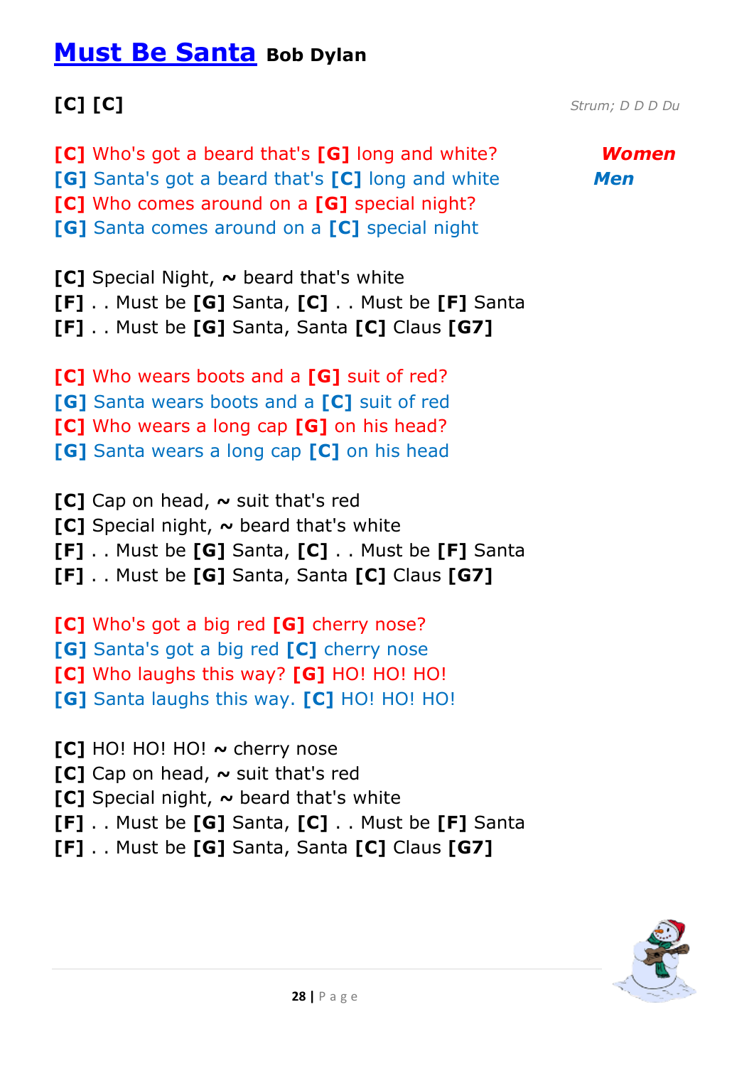# Must Be Santa **Bob Dylan**

**[C] [C]**

*Strum; D D D Du*

**[C]** Who's got a beard that's **[G]** long and white? ***Women***
**[G]** Santa's got a beard that's **[C]** long and white ***Men***
**[C]** Who comes around on a **[G]** special night?
**[G]** Santa comes around on a **[C]** special night

**[C]** Special Night, **~** beard that's white
**[F]** . . Must be **[G]** Santa, **[C]** . . Must be **[F]** Santa
**[F]** . . Must be **[G]** Santa, Santa **[C]** Claus **[G7]**

**[C]** Who wears boots and a **[G]** suit of red?
**[G]** Santa wears boots and a **[C]** suit of red
**[C]** Who wears a long cap **[G]** on his head?
**[G]** Santa wears a long cap **[C]** on his head

**[C]** Cap on head, **~** suit that's red
**[C]** Special night, **~** beard that's white
**[F]** . . Must be **[G]** Santa, **[C]** . . Must be **[F]** Santa
**[F]** . . Must be **[G]** Santa, Santa **[C]** Claus **[G7]**

**[C]** Who's got a big red **[G]** cherry nose?
**[G]** Santa's got a big red **[C]** cherry nose
**[C]** Who laughs this way? **[G]** HO! HO! HO!
**[G]** Santa laughs this way. **[C]** HO! HO! HO!

**[C]** HO! HO! HO! **~** cherry nose
**[C]** Cap on head, **~** suit that's red
**[C]** Special night, **~** beard that's white
**[F]** . . Must be **[G]** Santa, **[C]** . . Must be **[F]** Santa
**[F]** . . Must be **[G]** Santa, Santa **[C]** Claus **[G7]**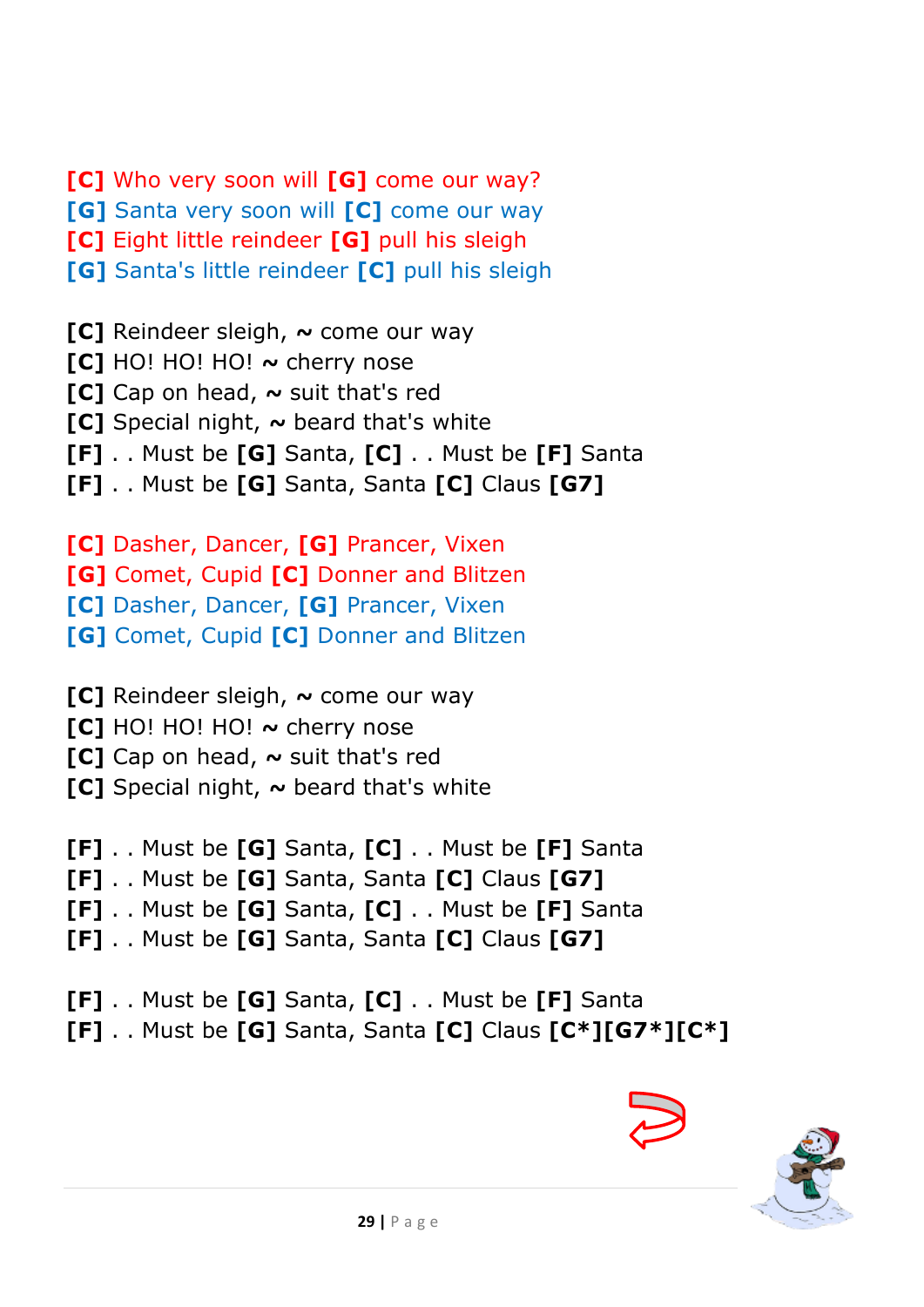**[C]** Who very soon will **[G]** come our way?
**[G]** Santa very soon will **[C]** come our way
**[C]** Eight little reindeer **[G]** pull his sleigh
**[G]** Santa's little reindeer **[C]** pull his sleigh

**[C]** Reindeer sleigh, **~** come our way
**[C]** HO! HO! HO! **~** cherry nose
**[C]** Cap on head, **~** suit that's red
**[C]** Special night, **~** beard that's white
**[F]** . . Must be **[G]** Santa, **[C]** . . Must be **[F]** Santa
**[F]** . . Must be **[G]** Santa, Santa **[C]** Claus **[G7]**

**[C]** Dasher, Dancer, **[G]** Prancer, Vixen
**[G]** Comet, Cupid **[C]** Donner and Blitzen
**[C]** Dasher, Dancer, **[G]** Prancer, Vixen
**[G]** Comet, Cupid **[C]** Donner and Blitzen

**[C]** Reindeer sleigh, **~** come our way
**[C]** HO! HO! HO! **~** cherry nose
**[C]** Cap on head, **~** suit that's red
**[C]** Special night, **~** beard that's white

**[F]** . . Must be **[G]** Santa, **[C]** . . Must be **[F]** Santa
**[F]** . . Must be **[G]** Santa, Santa **[C]** Claus **[G7]**
**[F]** . . Must be **[G]** Santa, **[C]** . . Must be **[F]** Santa
**[F]** . . Must be **[G]** Santa, Santa **[C]** Claus **[G7]**

**[F]** . . Must be **[G]** Santa, **[C]** . . Must be **[F]** Santa
**[F]** . . Must be **[G]** Santa, Santa **[C]** Claus **[C*][G7*][C*]**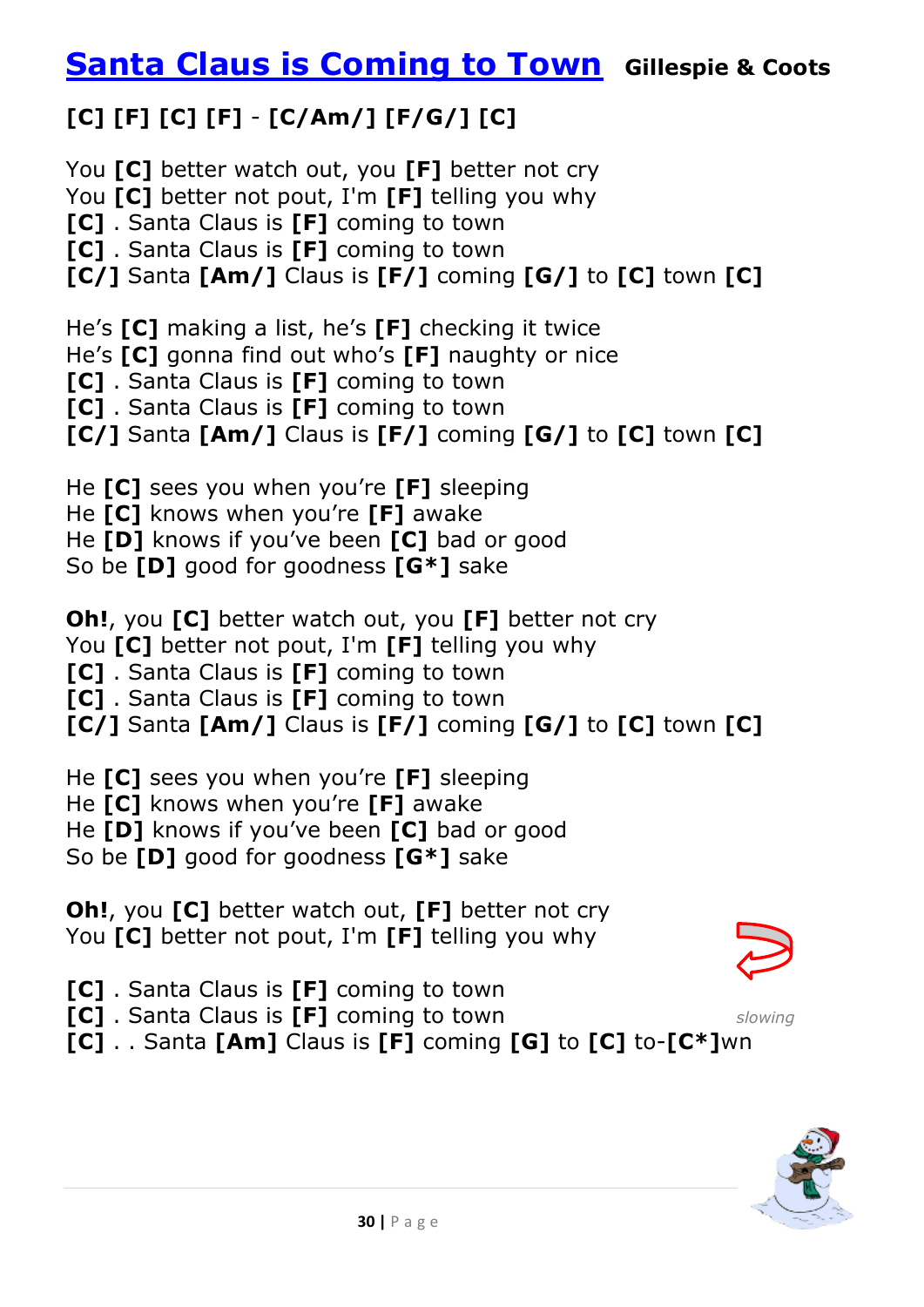# Santa Claus is Coming to Town **Gillespie & Coots**

**[C] [F] [C] [F] - [C/Am/] [F/G/] [C]**

You **[C]** better watch out, you **[F]** better not cry
You **[C]** better not pout, I'm **[F]** telling you why
**[C]** . Santa Claus is **[F]** coming to town
**[C]** . Santa Claus is **[F]** coming to town
**[C/]** Santa **[Am/]** Claus is **[F/]** coming **[G/]** to **[C]** town **[C]**

He's **[C]** making a list, he's **[F]** checking it twice
He's **[C]** gonna find out who's **[F]** naughty or nice
**[C]** . Santa Claus is **[F]** coming to town
**[C]** . Santa Claus is **[F]** coming to town
**[C/]** Santa **[Am/]** Claus is **[F/]** coming **[G/]** to **[C]** town **[C]**

He **[C]** sees you when you're **[F]** sleeping
He **[C]** knows when you're **[F]** awake
He **[D]** knows if you've been **[C]** bad or good
So be **[D]** good for goodness **[G*]** sake

**Oh!**, you **[C]** better watch out, you **[F]** better not cry
You **[C]** better not pout, I'm **[F]** telling you why
**[C]** . Santa Claus is **[F]** coming to town
**[C]** . Santa Claus is **[F]** coming to town
**[C/]** Santa **[Am/]** Claus is **[F/]** coming **[G/]** to **[C]** town **[C]**

He **[C]** sees you when you're **[F]** sleeping
He **[C]** knows when you're **[F]** awake
He **[D]** knows if you've been **[C]** bad or good
So be **[D]** good for goodness **[G*]** sake

**Oh!**, you **[C]** better watch out, **[F]** better not cry
You **[C]** better not pout, I'm **[F]** telling you why

**[C]** . Santa Claus is **[F]** coming to town
**[C]** . Santa Claus is **[F]** coming to town *slowing*
**[C]** . . Santa **[Am]** Claus is **[F]** coming **[G]** to **[C]** to-**[C*]**wn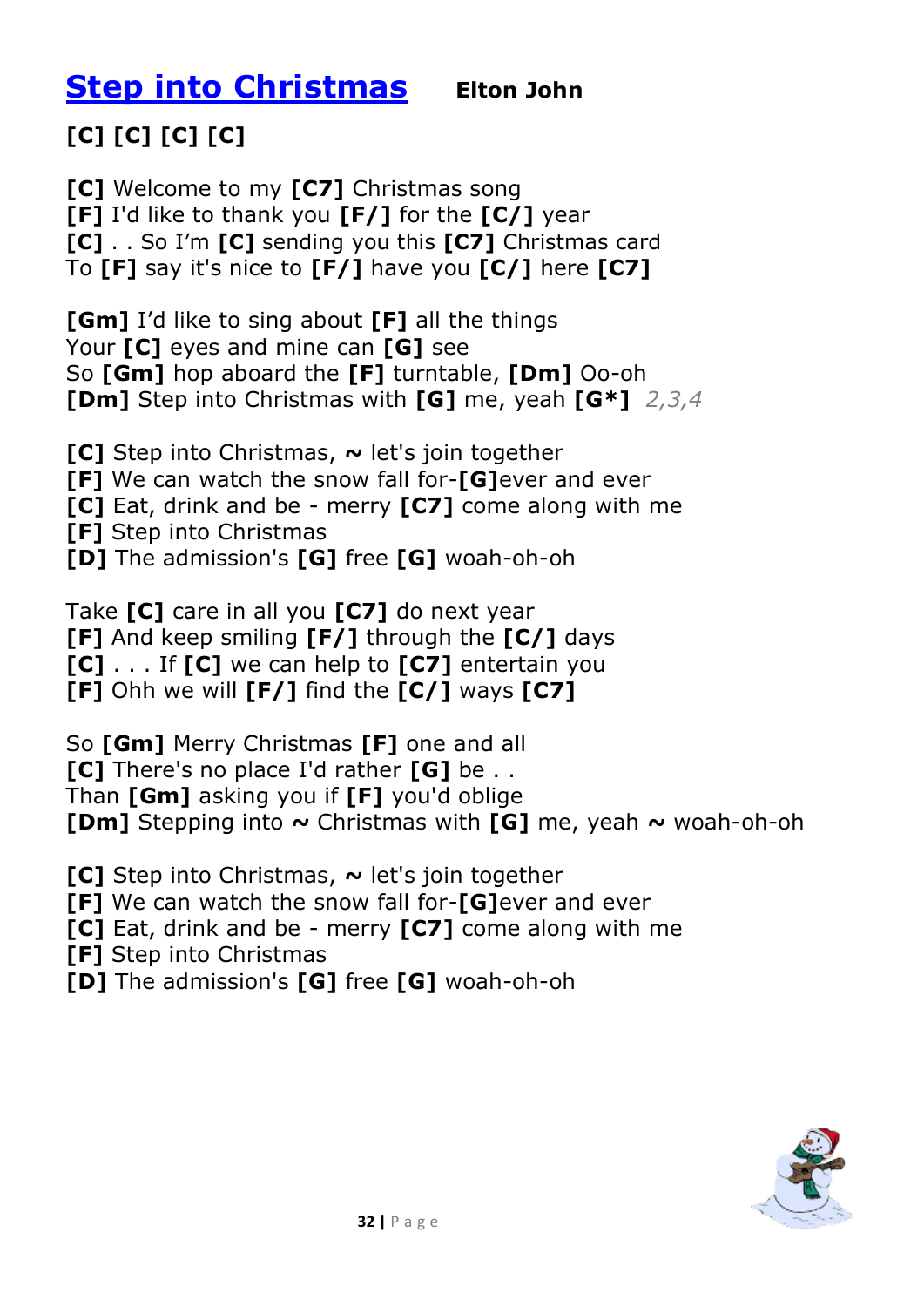# Step into Christmas **Elton John**

**[C] [C] [C] [C]**

**[C]** Welcome to my **[C7]** Christmas song
**[F]** I'd like to thank you **[F/]** for the **[C/]** year
**[C]** . . So I'm **[C]** sending you this **[C7]** Christmas card
To **[F]** say it's nice to **[F/]** have you **[C/]** here **[C7]**

**[Gm]** I'd like to sing about **[F]** all the things
Your **[C]** eyes and mine can **[G]** see
So **[Gm]** hop aboard the **[F]** turntable, **[Dm]** Oo-oh
**[Dm]** Step into Christmas with **[G]** me, yeah **[G*]** *2,3,4*

**[C]** Step into Christmas, **~** let's join together
**[F]** We can watch the snow fall for-**[G]**ever and ever
**[C]** Eat, drink and be - merry **[C7]** come along with me
**[F]** Step into Christmas
**[D]** The admission's **[G]** free **[G]** woah-oh-oh

Take **[C]** care in all you **[C7]** do next year
**[F]** And keep smiling **[F/]** through the **[C/]** days
**[C]** . . . If **[C]** we can help to **[C7]** entertain you
**[F]** Ohh we will **[F/]** find the **[C/]** ways **[C7]**

So **[Gm]** Merry Christmas **[F]** one and all
**[C]** There's no place I'd rather **[G]** be . .
Than **[Gm]** asking you if **[F]** you'd oblige
**[Dm]** Stepping into **~** Christmas with **[G]** me, yeah **~** woah-oh-oh

**[C]** Step into Christmas, **~** let's join together
**[F]** We can watch the snow fall for-**[G]**ever and ever
**[C]** Eat, drink and be - merry **[C7]** come along with me
**[F]** Step into Christmas
**[D]** The admission's **[G]** free **[G]** woah-oh-oh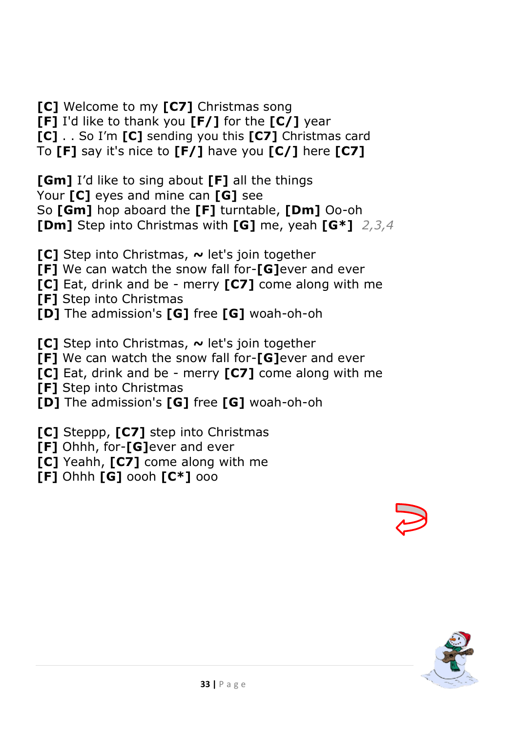**[C]** Welcome to my **[C7]** Christmas song
**[F]** I'd like to thank you **[F/]** for the **[C/]** year
**[C]** . . So I'm **[C]** sending you this **[C7]** Christmas card
To **[F]** say it's nice to **[F/]** have you **[C/]** here **[C7]**

**[Gm]** I'd like to sing about **[F]** all the things
Your **[C]** eyes and mine can **[G]** see
So **[Gm]** hop aboard the **[F]** turntable, **[Dm]** Oo-oh
**[Dm]** Step into Christmas with **[G]** me, yeah **[G*]** *2,3,4*

**[C]** Step into Christmas, **~** let's join together
**[F]** We can watch the snow fall for-**[G]**ever and ever
**[C]** Eat, drink and be - merry **[C7]** come along with me
**[F]** Step into Christmas
**[D]** The admission's **[G]** free **[G]** woah-oh-oh

**[C]** Step into Christmas, **~** let's join together
**[F]** We can watch the snow fall for-**[G]**ever and ever
**[C]** Eat, drink and be - merry **[C7]** come along with me
**[F]** Step into Christmas
**[D]** The admission's **[G]** free **[G]** woah-oh-oh

**[C]** Steppp, **[C7]** step into Christmas
**[F]** Ohhh, for-**[G]**ever and ever
**[C]** Yeahh, **[C7]** come along with me
**[F]** Ohhh **[G]** oooh **[C*]** ooo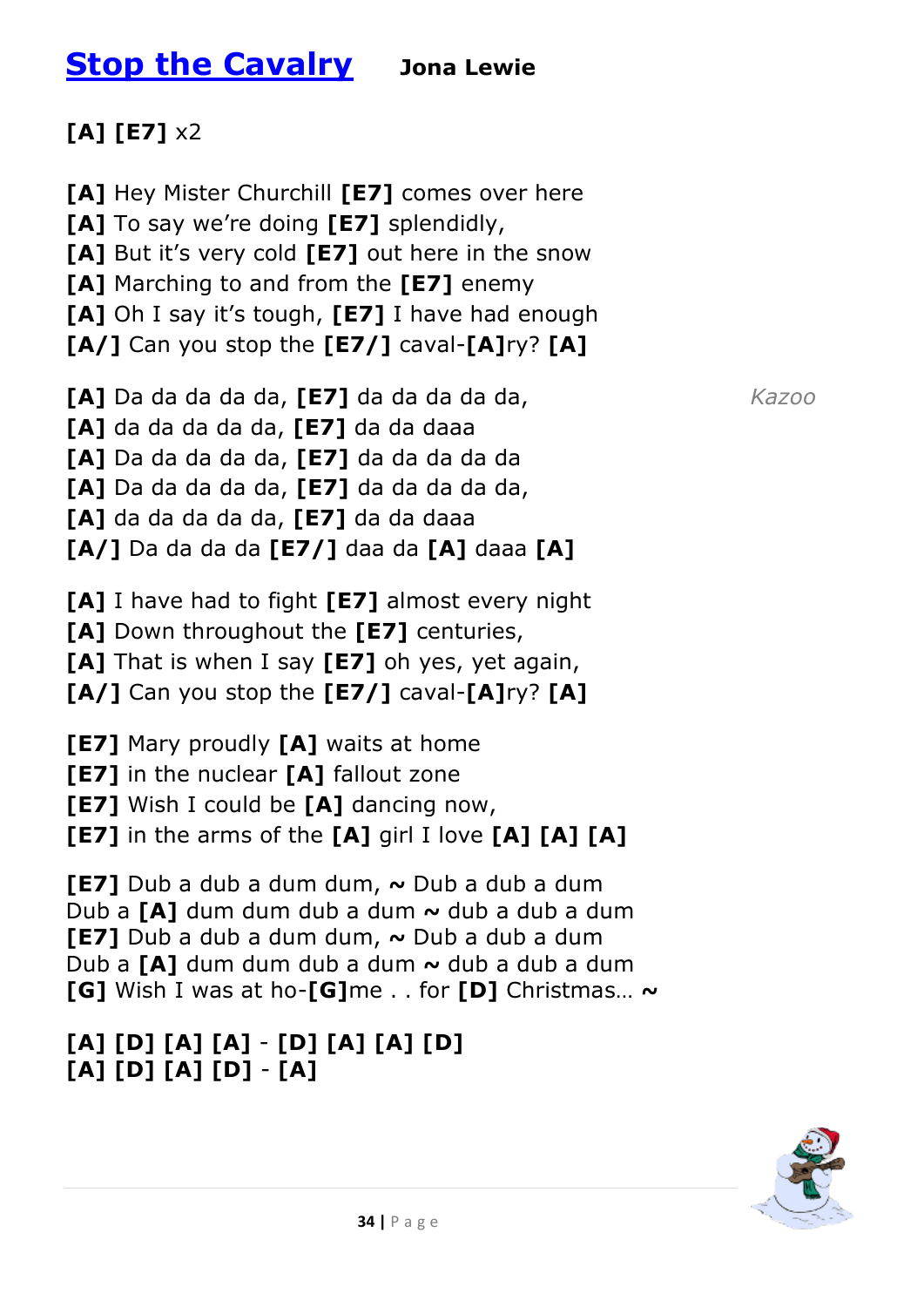# [Stop the Cavalry](#) **Jona Lewie**

**[A] [E7]** x2

**[A]** Hey Mister Churchill **[E7]** comes over here
**[A]** To say we're doing **[E7]** splendidly,
**[A]** But it's very cold **[E7]** out here in the snow
**[A]** Marching to and from the **[E7]** enemy
**[A]** Oh I say it's tough, **[E7]** I have had enough
**[A/]** Can you stop the **[E7/]** caval-**[A]**ry? **[A]**

**[A]** Da da da da da, **[E7]** da da da da da, *Kazoo*
**[A]** da da da da da, **[E7]** da da daaa
**[A]** Da da da da da, **[E7]** da da da da da
**[A]** Da da da da da, **[E7]** da da da da da,
**[A]** da da da da da, **[E7]** da da daaa
**[A/]** Da da da da **[E7/]** daa da **[A]** daaa **[A]**

**[A]** I have had to fight **[E7]** almost every night
**[A]** Down throughout the **[E7]** centuries,
**[A]** That is when I say **[E7]** oh yes, yet again,
**[A/]** Can you stop the **[E7/]** caval-**[A]**ry? **[A]**

**[E7]** Mary proudly **[A]** waits at home
**[E7]** in the nuclear **[A]** fallout zone
**[E7]** Wish I could be **[A]** dancing now,
**[E7]** in the arms of the **[A]** girl I love **[A] [A] [A]**

**[E7]** Dub a dub a dum dum, **~** Dub a dub a dum
Dub a **[A]** dum dum dub a dum **~** dub a dub a dum
**[E7]** Dub a dub a dum dum, **~** Dub a dub a dum
Dub a **[A]** dum dum dub a dum **~** dub a dub a dum
**[G]** Wish I was at ho-**[G]**me . . for **[D]** Christmas… **~**

**[A] [D] [A] [A] - [D] [A] [A] [D]**
**[A] [D] [A] [D] - [A]**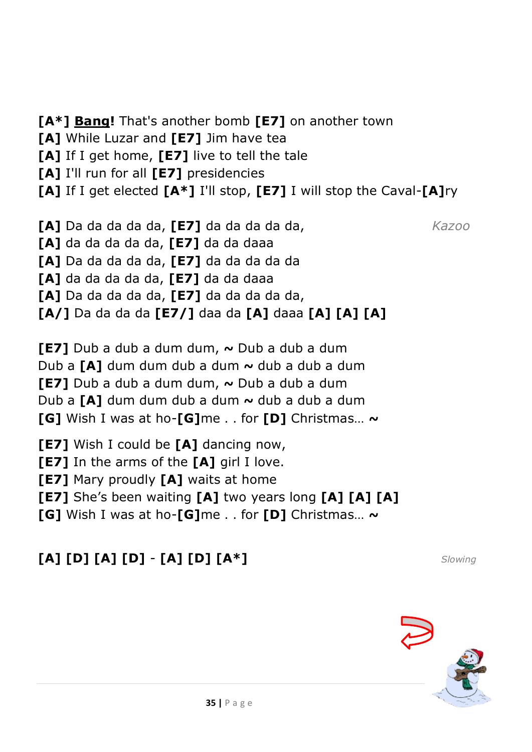**[A*]** **<u>Bang</u>!** That's another bomb **[E7]** on another town
**[A]** While Luzar and **[E7]** Jim have tea
**[A]** If I get home, **[E7]** live to tell the tale
**[A]** I'll run for all **[E7]** presidencies
**[A]** If I get elected **[A*]** I'll stop, **[E7]** I will stop the Caval-**[A]**ry

**[A]** Da da da da da, **[E7]** da da da da da, *Kazoo*
**[A]** da da da da da, **[E7]** da da daaa
**[A]** Da da da da da, **[E7]** da da da da da
**[A]** da da da da da, **[E7]** da da daaa
**[A]** Da da da da da, **[E7]** da da da da da,
**[A/]** Da da da da **[E7/]** daa da **[A]** daaa **[A]** **[A]** **[A]**

**[E7]** Dub a dub a dum dum, **~** Dub a dub a dum
Dub a **[A]** dum dum dub a dum **~** dub a dub a dum
**[E7]** Dub a dub a dum dum, **~** Dub a dub a dum
Dub a **[A]** dum dum dub a dum **~** dub a dub a dum
**[G]** Wish I was at ho-**[G]**me . . for **[D]** Christmas… **~**

**[E7]** Wish I could be **[A]** dancing now,
**[E7]** In the arms of the **[A]** girl I love.
**[E7]** Mary proudly **[A]** waits at home
**[E7]** She's been waiting **[A]** two years long **[A]** **[A]** **[A]**
**[G]** Wish I was at ho-**[G]**me . . for **[D]** Christmas… **~**

**[A] [D] [A] [D]** - **[A] [D] [A*]** *Slowing*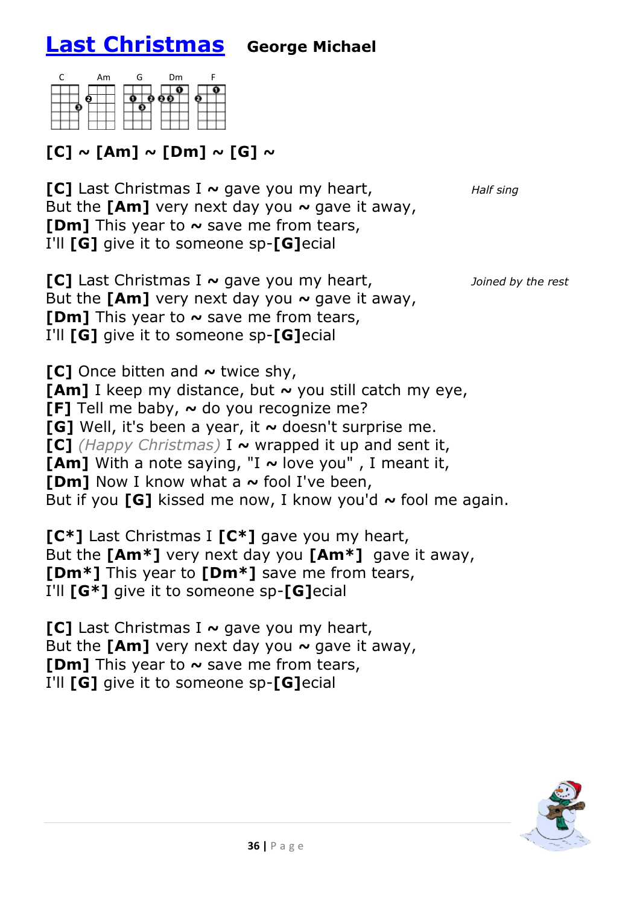# Last Christmas **George Michael**

C Am G Dm F

**[C] ~ [Am] ~ [Dm] ~ [G] ~**

**[C]** Last Christmas I **~** gave you my heart, *Half sing*
But the **[Am]** very next day you **~** gave it away,
**[Dm]** This year to **~** save me from tears,
I'll **[G]** give it to someone sp-**[G]**ecial

**[C]** Last Christmas I **~** gave you my heart, *Joined by the rest*
But the **[Am]** very next day you **~** gave it away,
**[Dm]** This year to **~** save me from tears,
I'll **[G]** give it to someone sp-**[G]**ecial

**[C]** Once bitten and **~** twice shy,
**[Am]** I keep my distance, but **~** you still catch my eye,
**[F]** Tell me baby, **~** do you recognize me?
**[G]** Well, it's been a year, it **~** doesn't surprise me.
**[C]** *(Happy Christmas)* I **~** wrapped it up and sent it,
**[Am]** With a note saying, "I **~** love you" , I meant it,
**[Dm]** Now I know what a **~** fool I've been,
But if you **[G]** kissed me now, I know you'd **~** fool me again.

**[C*]** Last Christmas I **[C*]** gave you my heart,
But the **[Am*]** very next day you **[Am*]** gave it away,
**[Dm*]** This year to **[Dm*]** save me from tears,
I'll **[G*]** give it to someone sp-**[G]**ecial

**[C]** Last Christmas I **~** gave you my heart,
But the **[Am]** very next day you **~** gave it away,
**[Dm]** This year to **~** save me from tears,
I'll **[G]** give it to someone sp-**[G]**ecial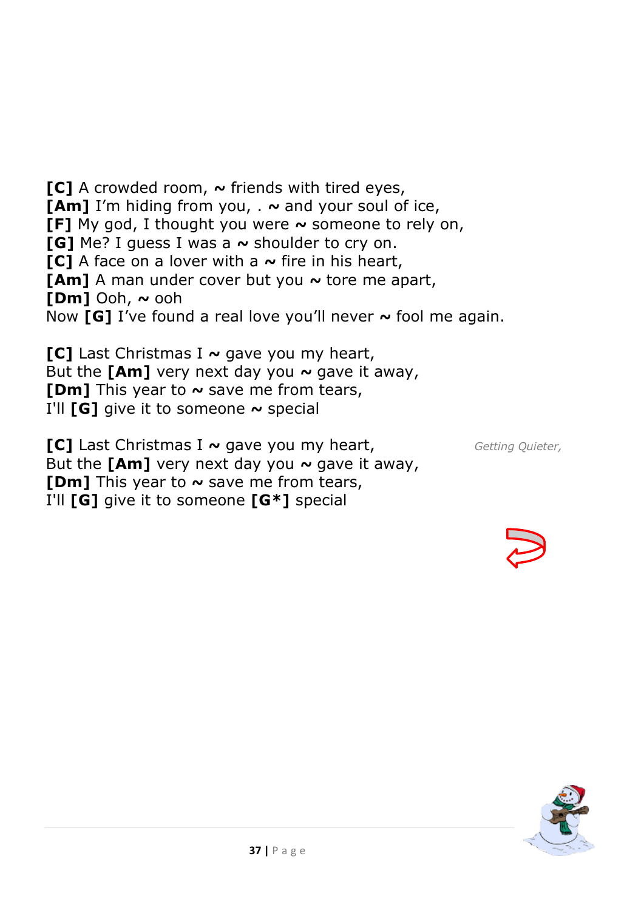**[C]** A crowded room, **~** friends with tired eyes,
**[Am]** I'm hiding from you, . **~** and your soul of ice,
**[F]** My god, I thought you were **~** someone to rely on,
**[G]** Me? I guess I was a **~** shoulder to cry on.
**[C]** A face on a lover with a **~** fire in his heart,
**[Am]** A man under cover but you **~** tore me apart,
**[Dm]** Ooh, **~** ooh
Now **[G]** I've found a real love you'll never **~** fool me again.

**[C]** Last Christmas I **~** gave you my heart,
But the **[Am]** very next day you **~** gave it away,
**[Dm]** This year to **~** save me from tears,
I'll **[G]** give it to someone **~** special

*Getting Quieter,*

**[C]** Last Christmas I **~** gave you my heart,
But the **[Am]** very next day you **~** gave it away,
**[Dm]** This year to **~** save me from tears,
I'll **[G]** give it to someone **[G*]** special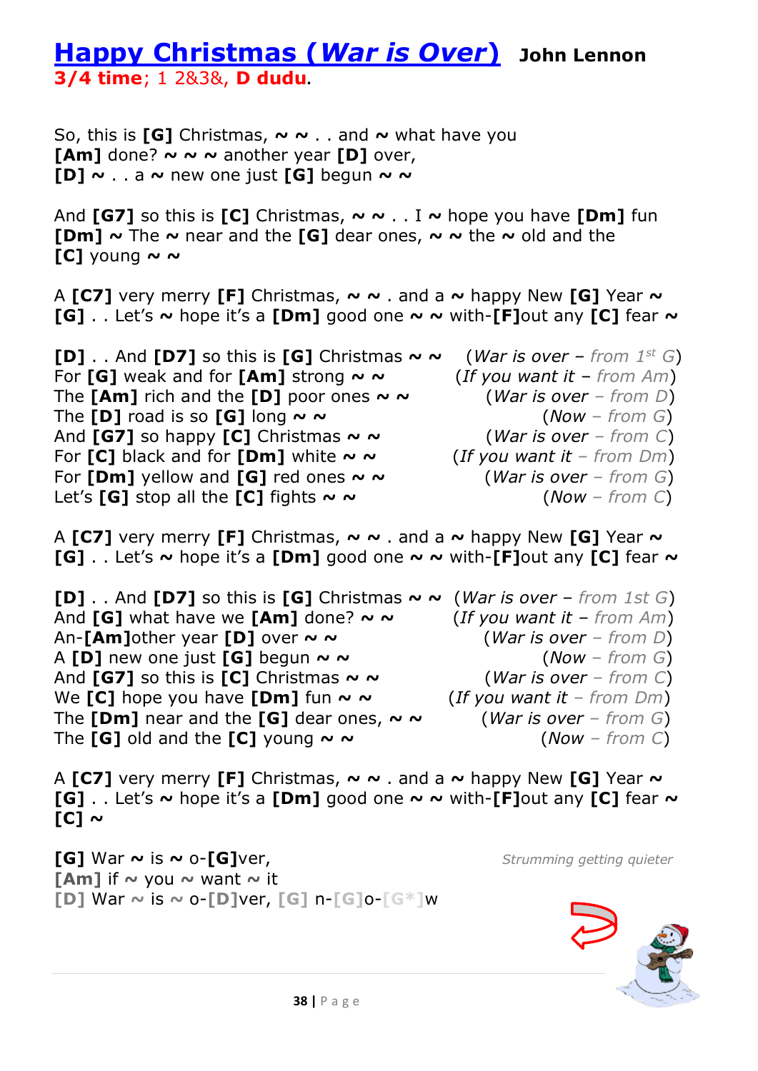# Happy Christmas (*War is Over*) **John Lennon**

**3/4 time**; 1 2&3&, **D dudu**.

So, this is **[G]** Christmas, **~ ~** . . and **~** what have you
**[Am]** done? **~ ~ ~** another year **[D]** over,
**[D] ~** . . a **~** new one just **[G]** begun **~ ~**

And **[G7]** so this is **[C]** Christmas, **~ ~** . . I **~** hope you have **[Dm]** fun
**[Dm] ~** The **~** near and the **[G]** dear ones, **~ ~** the **~** old and the
**[C]** young **~ ~**

A **[C7]** very merry **[F]** Christmas, **~ ~** . and a **~** happy New **[G]** Year **~**
**[G]** . . Let's **~** hope it's a **[Dm]** good one **~ ~** with-**[F]**out any **[C]** fear **~**

**[D]** . . And **[D7]** so this is **[G]** Christmas **~ ~** (*War is over – from 1st G*)
For **[G]** weak and for **[Am]** strong **~ ~** (*If you want it – from Am*)
The **[Am]** rich and the **[D]** poor ones **~ ~** (*War is over – from D*)
The **[D]** road is so **[G]** long **~ ~** (*Now – from G*)
And **[G7]** so happy **[C]** Christmas **~ ~** (*War is over – from C*)
For **[C]** black and for **[Dm]** white **~ ~** (*If you want it – from Dm*)
For **[Dm]** yellow and **[G]** red ones **~ ~** (*War is over – from G*)
Let's **[G]** stop all the **[C]** fights **~ ~** (*Now – from C*)

A **[C7]** very merry **[F]** Christmas, **~ ~** . and a **~** happy New **[G]** Year **~**
**[G]** . . Let's **~** hope it's a **[Dm]** good one **~ ~** with-**[F]**out any **[C]** fear **~**

**[D]** . . And **[D7]** so this is **[G]** Christmas **~ ~** (*War is over – from 1st G*)
And **[G]** what have we **[Am]** done? **~ ~** (*If you want it – from Am*)
An-**[Am]**other year **[D]** over **~ ~** (*War is over – from D*)
A **[D]** new one just **[G]** begun **~ ~** (*Now – from G*)
And **[G7]** so this is **[C]** Christmas **~ ~** (*War is over – from C*)
We **[C]** hope you have **[Dm]** fun **~ ~** (*If you want it – from Dm*)
The **[Dm]** near and the **[G]** dear ones, **~ ~** (*War is over – from G*)
The **[G]** old and the **[C]** young **~ ~** (*Now – from C*)

A **[C7]** very merry **[F]** Christmas, **~ ~** . and a **~** happy New **[G]** Year **~**
**[G]** . . Let's **~** hope it's a **[Dm]** good one **~ ~** with-**[F]**out any **[C]** fear **~**
**[C] ~**

**[G]** War **~** is **~** o-**[G]**ver, *Strumming getting quieter*
**[Am]** if **~** you **~** want **~** it
**[D]** War **~** is **~** o-**[D]**ver, **[G]** n-**[G]**o-**[G*]**w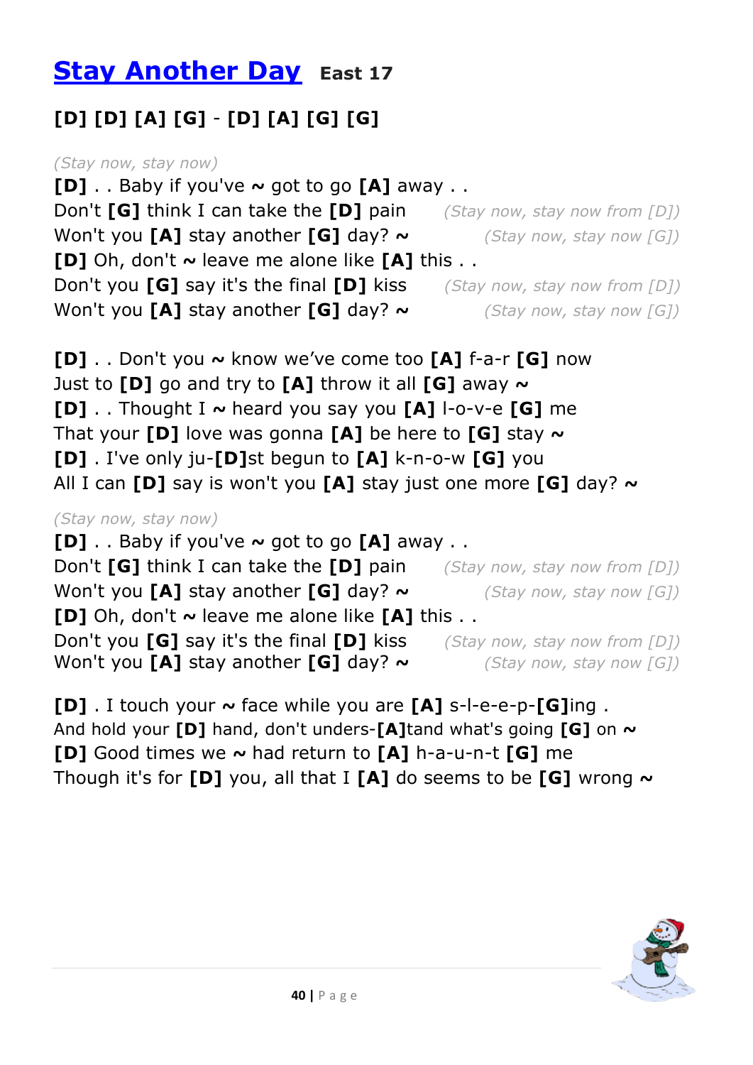# Stay Another Day **East 17**

**[D] [D] [A] [G]** - **[D] [A] [G] [G]**

*(Stay now, stay now)*
**[D]** . . Baby if you've **~** got to go **[A]** away . .
Don't **[G]** think I can take the **[D]** pain *(Stay now, stay now from [D])*
Won't you **[A]** stay another **[G]** day? **~** *(Stay now, stay now [G])*
**[D]** Oh, don't **~** leave me alone like **[A]** this . .
Don't you **[G]** say it's the final **[D]** kiss *(Stay now, stay now from [D])*
Won't you **[A]** stay another **[G]** day? **~** *(Stay now, stay now [G])*

**[D]** . . Don't you **~** know we've come too **[A]** f-a-r **[G]** now
Just to **[D]** go and try to **[A]** throw it all **[G]** away **~**
**[D]** . . Thought I **~** heard you say you **[A]** l-o-v-e **[G]** me
That your **[D]** love was gonna **[A]** be here to **[G]** stay **~**
**[D]** . I've only ju-**[D]**st begun to **[A]** k-n-o-w **[G]** you
All I can **[D]** say is won't you **[A]** stay just one more **[G]** day? **~**

*(Stay now, stay now)*
**[D]** . . Baby if you've **~** got to go **[A]** away . .
Don't **[G]** think I can take the **[D]** pain *(Stay now, stay now from [D])*
Won't you **[A]** stay another **[G]** day? **~** *(Stay now, stay now [G])*
**[D]** Oh, don't **~** leave me alone like **[A]** this . .
Don't you **[G]** say it's the final **[D]** kiss *(Stay now, stay now from [D])*
Won't you **[A]** stay another **[G]** day? **~** *(Stay now, stay now [G])*

**[D]** . I touch your **~** face while you are **[A]** s-l-e-e-p-**[G]**ing .
And hold your **[D]** hand, don't unders-**[A]**tand what's going **[G]** on **~**
**[D]** Good times we **~** had return to **[A]** h-a-u-n-t **[G]** me
Though it's for **[D]** you, all that I **[A]** do seems to be **[G]** wrong **~**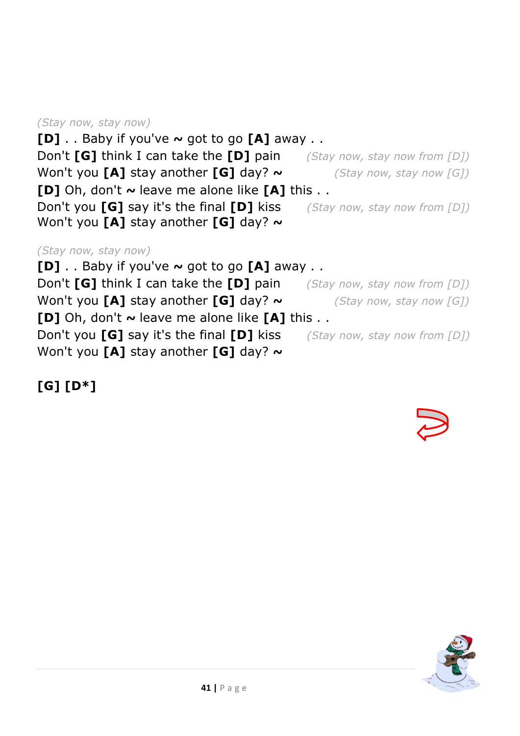*(Stay now, stay now)*
**[D]** . . Baby if you've **~** got to go **[A]** away . .
Don't **[G]** think I can take the **[D]** pain *(Stay now, stay now from [D])*
Won't you **[A]** stay another **[G]** day? **~** *(Stay now, stay now [G])*
**[D]** Oh, don't **~** leave me alone like **[A]** this . .
Don't you **[G]** say it's the final **[D]** kiss *(Stay now, stay now from [D])*
Won't you **[A]** stay another **[G]** day? **~**

*(Stay now, stay now)*
**[D]** . . Baby if you've **~** got to go **[A]** away . .
Don't **[G]** think I can take the **[D]** pain *(Stay now, stay now from [D])*
Won't you **[A]** stay another **[G]** day? **~** *(Stay now, stay now [G])*
**[D]** Oh, don't **~** leave me alone like **[A]** this . .
Don't you **[G]** say it's the final **[D]** kiss *(Stay now, stay now from [D])*
Won't you **[A]** stay another **[G]** day? **~**

**[G] [D*]**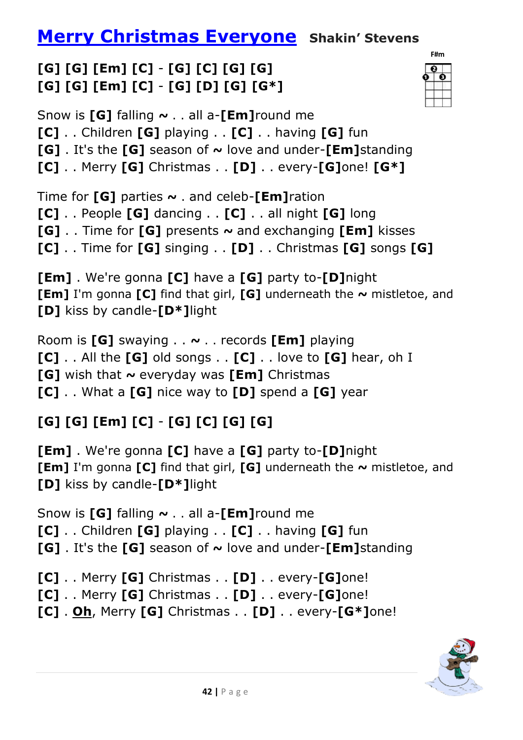# Merry Christmas Everyone **Shakin' Stevens**

**[G] [G] [Em] [C]** - **[G] [C] [G] [G]**
**[G] [G] [Em] [C]** - **[G] [D] [G] [G*]**

Snow is **[G]** falling **~** . . all a-**[Em]**round me
**[C]** . . Children **[G]** playing . . **[C]** . . having **[G]** fun
**[G]** . It's the **[G]** season of **~** love and under-**[Em]**standing
**[C]** . . Merry **[G]** Christmas . . **[D]** . . every-**[G]**one! **[G*]**

Time for **[G]** parties **~** . and celeb-**[Em]**ration
**[C]** . . People **[G]** dancing . . **[C]** . . all night **[G]** long
**[G]** . . Time for **[G]** presents **~** and exchanging **[Em]** kisses
**[C]** . . Time for **[G]** singing . . **[D]** . . Christmas **[G]** songs **[G]**

**[Em]** . We're gonna **[C]** have a **[G]** party to-**[D]**night
**[Em]** I'm gonna **[C]** find that girl, **[G]** underneath the **~** mistletoe, and
**[D]** kiss by candle-**[D*]**light

Room is **[G]** swaying . . **~** . . records **[Em]** playing
**[C]** . . All the **[G]** old songs . . **[C]** . . love to **[G]** hear, oh I
**[G]** wish that **~** everyday was **[Em]** Christmas
**[C]** . . What a **[G]** nice way to **[D]** spend a **[G]** year

**[G] [G] [Em] [C]** - **[G] [C] [G] [G]**

**[Em]** . We're gonna **[C]** have a **[G]** party to-**[D]**night
**[Em]** I'm gonna **[C]** find that girl, **[G]** underneath the **~** mistletoe, and
**[D]** kiss by candle-**[D*]**light

Snow is **[G]** falling **~** . . all a-**[Em]**round me
**[C]** . . Children **[G]** playing . . **[C]** . . having **[G]** fun
**[G]** . It's the **[G]** season of **~** love and under-**[Em]**standing

**[C]** . . Merry **[G]** Christmas . . **[D]** . . every-**[G]**one!
**[C]** . . Merry **[G]** Christmas . . **[D]** . . every-**[G]**one!
**[C]** . **Oh**, Merry **[G]** Christmas . . **[D]** . . every-**[G*]**one!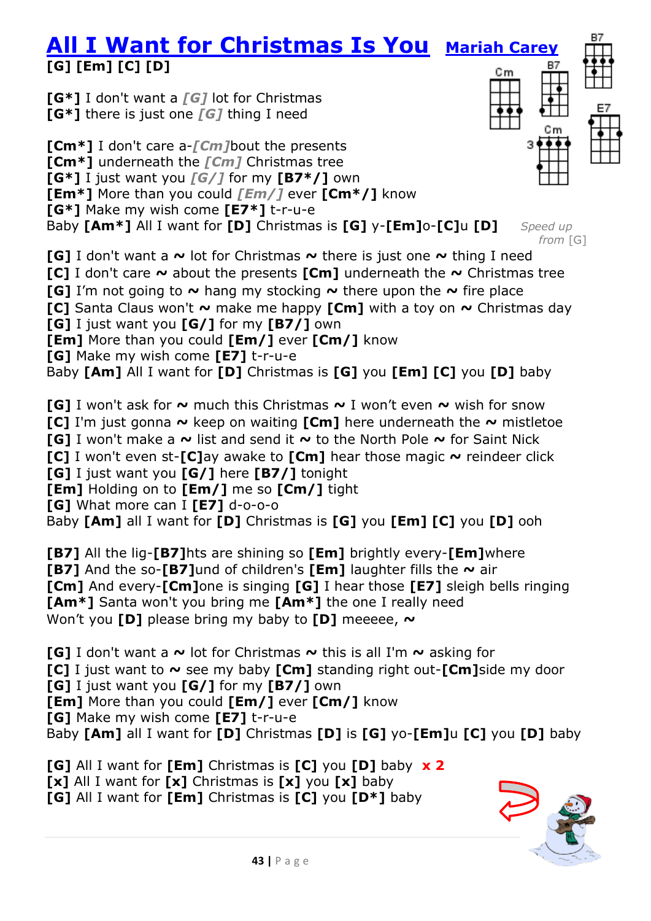# All I Want for Christmas Is You Mariah Carey

**[G] [Em] [C] [D]**

**[G*]** I don't want a *[G]* lot for Christmas
**[G*]** there is just one *[G]* thing I need

**[Cm*]** I don't care a-*[Cm]*bout the presents
**[Cm*]** underneath the *[Cm]* Christmas tree
**[G*]** I just want you *[G/]* for my **[B7*/]** own
**[Em*]** More than you could *[Em/]* ever **[Cm*/]** know
**[G*]** Make my wish come **[E7*]** t-r-u-e
Baby **[Am*]** All I want for **[D]** Christmas is **[G]** y-**[Em]**o-**[C]**u **[D]** *Speed up from [G]*

**[G]** I don't want a ~ lot for Christmas ~ there is just one ~ thing I need
**[C]** I don't care ~ about the presents **[Cm]** underneath the ~ Christmas tree
**[G]** I'm not going to ~ hang my stocking ~ there upon the ~ fire place
**[C]** Santa Claus won't ~ make me happy **[Cm]** with a toy on ~ Christmas day
**[G]** I just want you **[G/]** for my **[B7/]** own
**[Em]** More than you could **[Em/]** ever **[Cm/]** know
**[G]** Make my wish come **[E7]** t-r-u-e
Baby **[Am]** All I want for **[D]** Christmas is **[G]** you **[Em]** **[C]** you **[D]** baby

**[G]** I won't ask for ~ much this Christmas ~ I won't even ~ wish for snow
**[C]** I'm just gonna ~ keep on waiting **[Cm]** here underneath the ~ mistletoe
**[G]** I won't make a ~ list and send it ~ to the North Pole ~ for Saint Nick
**[C]** I won't even st-**[C]**ay awake to **[Cm]** hear those magic ~ reindeer click
**[G]** I just want you **[G/]** here **[B7/]** tonight
**[Em]** Holding on to **[Em/]** me so **[Cm/]** tight
**[G]** What more can I **[E7]** d-o-o-o
Baby **[Am]** all I want for **[D]** Christmas is **[G]** you **[Em]** **[C]** you **[D]** ooh

**[B7]** All the lig-**[B7]**hts are shining so **[Em]** brightly every-**[Em]**where
**[B7]** And the so-**[B7]**und of children's **[Em]** laughter fills the ~ air
**[Cm]** And every-**[Cm]**one is singing **[G]** I hear those **[E7]** sleigh bells ringing
**[Am*]** Santa won't you bring me **[Am*]** the one I really need
Won't you **[D]** please bring my baby to **[D]** meeeee, ~

**[G]** I don't want a ~ lot for Christmas ~ this is all I'm ~ asking for
**[C]** I just want to ~ see my baby **[Cm]** standing right out-**[Cm]**side my door
**[G]** I just want you **[G/]** for my **[B7/]** own
**[Em]** More than you could **[Em/]** ever **[Cm/]** know
**[G]** Make my wish come **[E7]** t-r-u-e
Baby **[Am]** all I want for **[D]** Christmas **[D]** is **[G]** yo-**[Em]**u **[C]** you **[D]** baby

**[G]** All I want for **[Em]** Christmas is **[C]** you **[D]** baby **x 2**
**[x]** All I want for **[x]** Christmas is **[x]** you **[x]** baby
**[G]** All I want for **[Em]** Christmas is **[C]** you **[D*]** baby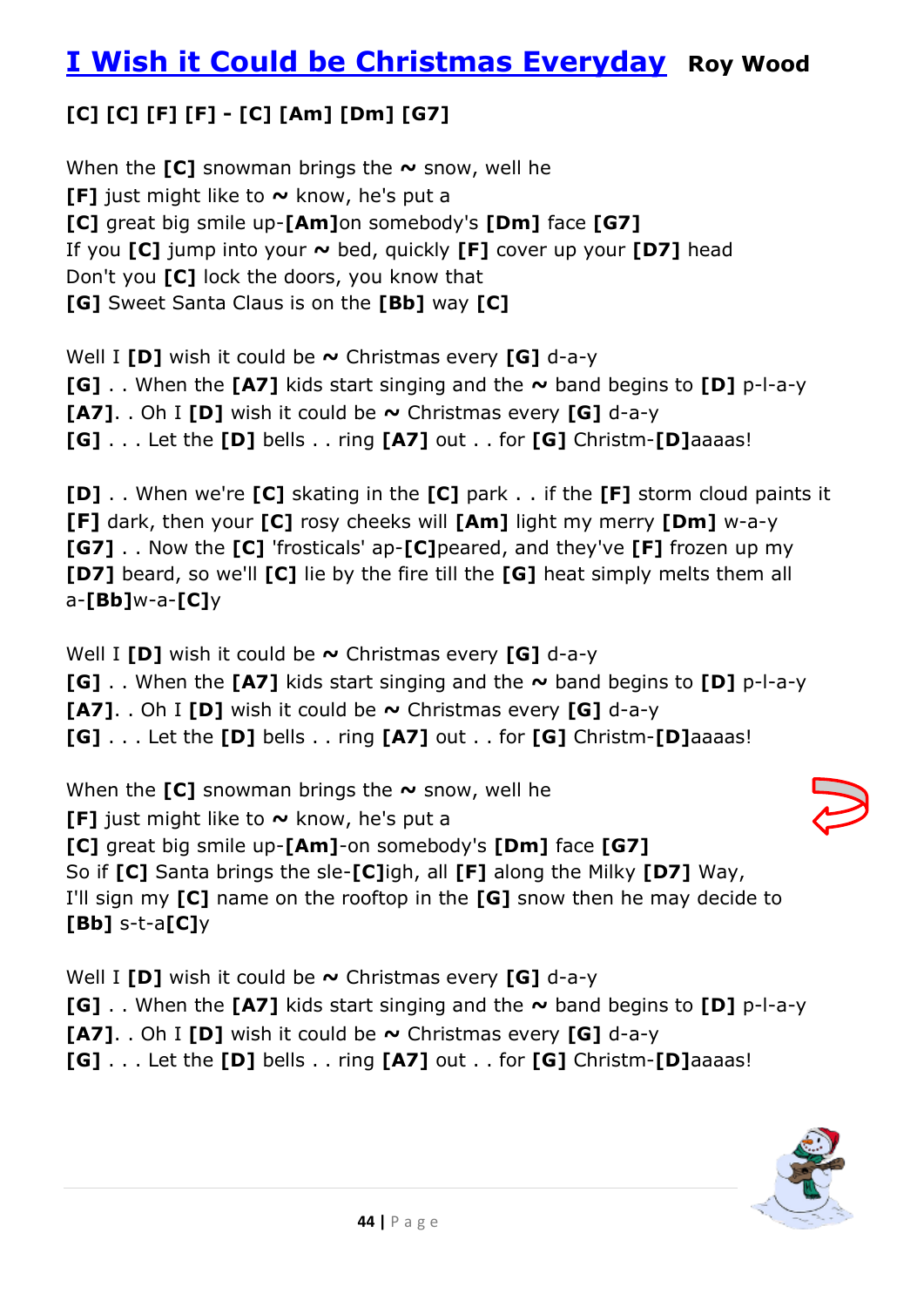# I Wish it Could be Christmas Everyday **Roy Wood**

**[C] [C] [F] [F] - [C] [Am] [Dm] [G7]**

When the **[C]** snowman brings the **~** snow, well he
**[F]** just might like to **~** know, he's put a
**[C]** great big smile up-**[Am]**on somebody's **[Dm]** face **[G7]**
If you **[C]** jump into your **~** bed, quickly **[F]** cover up your **[D7]** head
Don't you **[C]** lock the doors, you know that
**[G]** Sweet Santa Claus is on the **[Bb]** way **[C]**

Well I **[D]** wish it could be **~** Christmas every **[G]** d-a-y
**[G]** . . When the **[A7]** kids start singing and the **~** band begins to **[D]** p-l-a-y
**[A7]**. . Oh I **[D]** wish it could be **~** Christmas every **[G]** d-a-y
**[G]** . . . Let the **[D]** bells . . ring **[A7]** out . . for **[G]** Christm-**[D]**aaaas!

**[D]** . . When we're **[C]** skating in the **[C]** park . . if the **[F]** storm cloud paints it
**[F]** dark, then your **[C]** rosy cheeks will **[Am]** light my merry **[Dm]** w-a-y
**[G7]** . . Now the **[C]** 'frosticals' ap-**[C]**peared, and they've **[F]** frozen up my
**[D7]** beard, so we'll **[C]** lie by the fire till the **[G]** heat simply melts them all
a-**[Bb]**w-a-**[C]**y

Well I **[D]** wish it could be **~** Christmas every **[G]** d-a-y
**[G]** . . When the **[A7]** kids start singing and the **~** band begins to **[D]** p-l-a-y
**[A7]**. . Oh I **[D]** wish it could be **~** Christmas every **[G]** d-a-y
**[G]** . . . Let the **[D]** bells . . ring **[A7]** out . . for **[G]** Christm-**[D]**aaaas!

When the **[C]** snowman brings the **~** snow, well he
**[F]** just might like to **~** know, he's put a
**[C]** great big smile up-**[Am]**-on somebody's **[Dm]** face **[G7]**
So if **[C]** Santa brings the sle-**[C]**igh, all **[F]** along the Milky **[D7]** Way,
I'll sign my **[C]** name on the rooftop in the **[G]** snow then he may decide to
**[Bb]** s-t-a**[C]**y

Well I **[D]** wish it could be **~** Christmas every **[G]** d-a-y
**[G]** . . When the **[A7]** kids start singing and the **~** band begins to **[D]** p-l-a-y
**[A7]**. . Oh I **[D]** wish it could be **~** Christmas every **[G]** d-a-y
**[G]** . . . Let the **[D]** bells . . ring **[A7]** out . . for **[G]** Christm-**[D]**aaaas!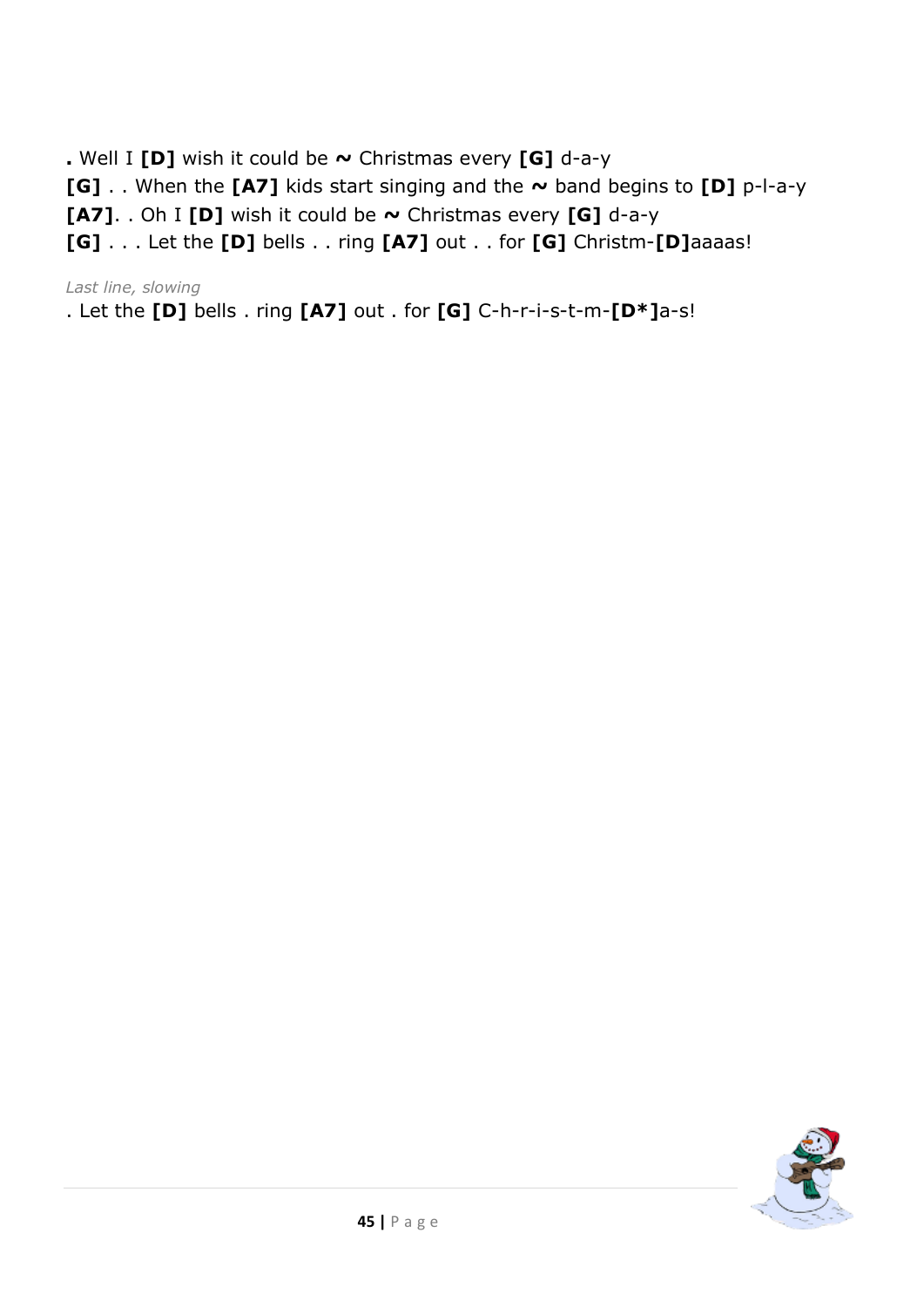**.** Well I **[D]** wish it could be **~** Christmas every **[G]** d-a-y
**[G]** . . When the **[A7]** kids start singing and the **~** band begins to **[D]** p-l-a-y
**[A7]**. . Oh I **[D]** wish it could be **~** Christmas every **[G]** d-a-y
**[G]** . . . Let the **[D]** bells . . ring **[A7]** out . . for **[G]** Christm-**[D]**aaaas!

*Last line, slowing*

. Let the **[D]** bells . ring **[A7]** out . for **[G]** C-h-r-i-s-t-m-**[D*]**a-s!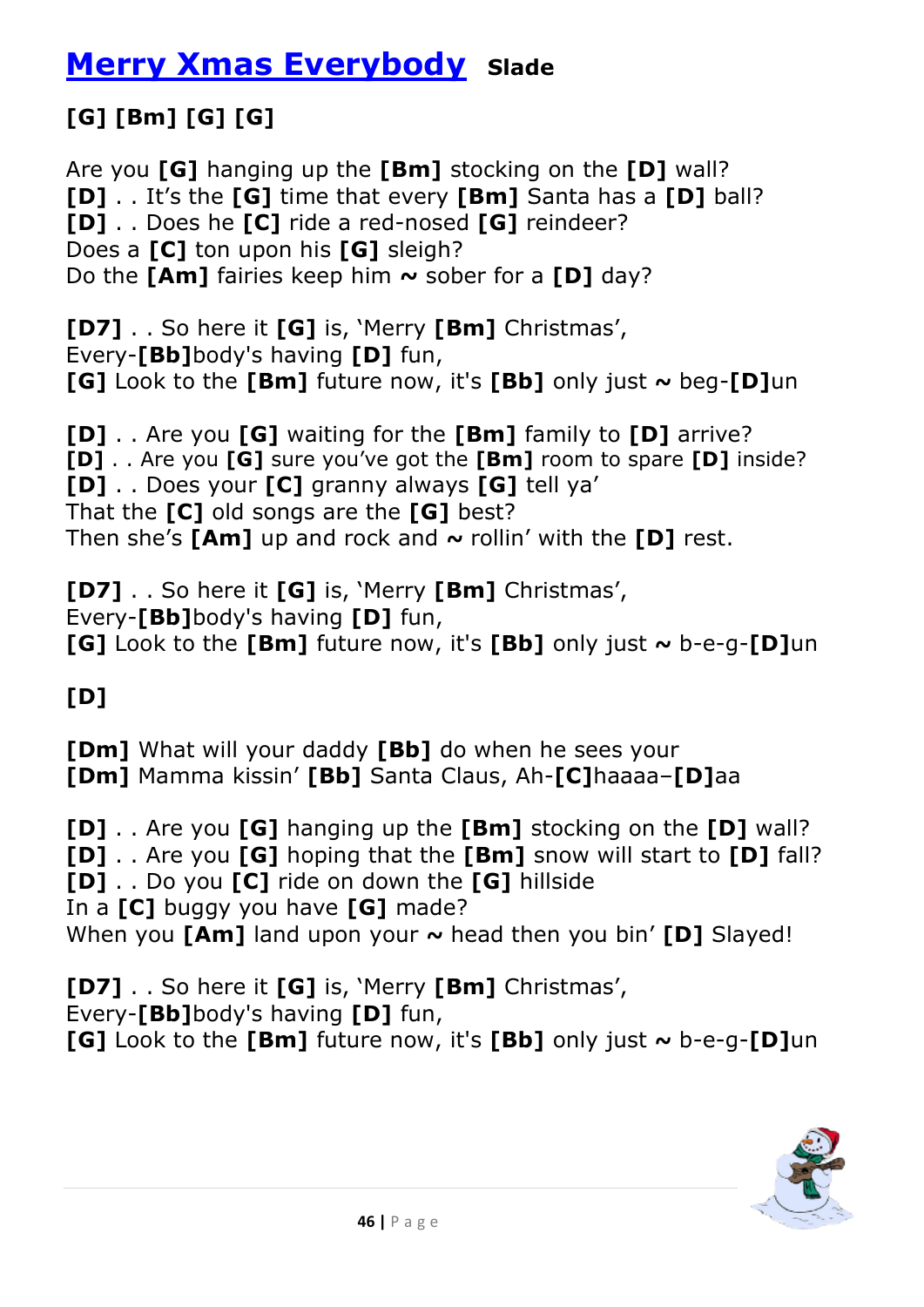# Merry Xmas Everybody **Slade**

**[G] [Bm] [G] [G]**

Are you **[G]** hanging up the **[Bm]** stocking on the **[D]** wall?
**[D]** . . It's the **[G]** time that every **[Bm]** Santa has a **[D]** ball?
**[D]** . . Does he **[C]** ride a red-nosed **[G]** reindeer?
Does a **[C]** ton upon his **[G]** sleigh?
Do the **[Am]** fairies keep him **~** sober for a **[D]** day?

**[D7]** . . So here it **[G]** is, 'Merry **[Bm]** Christmas',
Every-**[Bb]**body's having **[D]** fun,
**[G]** Look to the **[Bm]** future now, it's **[Bb]** only just **~** beg-**[D]**un

**[D]** . . Are you **[G]** waiting for the **[Bm]** family to **[D]** arrive?
**[D]** . . Are you **[G]** sure you've got the **[Bm]** room to spare **[D]** inside?
**[D]** . . Does your **[C]** granny always **[G]** tell ya'
That the **[C]** old songs are the **[G]** best?
Then she's **[Am]** up and rock and **~** rollin' with the **[D]** rest.

**[D7]** . . So here it **[G]** is, 'Merry **[Bm]** Christmas',
Every-**[Bb]**body's having **[D]** fun,
**[G]** Look to the **[Bm]** future now, it's **[Bb]** only just **~** b-e-g-**[D]**un

**[D]**

**[Dm]** What will your daddy **[Bb]** do when he sees your
**[Dm]** Mamma kissin' **[Bb]** Santa Claus, Ah-**[C]**haaaa–**[D]**aa

**[D]** . . Are you **[G]** hanging up the **[Bm]** stocking on the **[D]** wall?
**[D]** . . Are you **[G]** hoping that the **[Bm]** snow will start to **[D]** fall?
**[D]** . . Do you **[C]** ride on down the **[G]** hillside
In a **[C]** buggy you have **[G]** made?
When you **[Am]** land upon your **~** head then you bin' **[D]** Slayed!

**[D7]** . . So here it **[G]** is, 'Merry **[Bm]** Christmas',
Every-**[Bb]**body's having **[D]** fun,
**[G]** Look to the **[Bm]** future now, it's **[Bb]** only just **~** b-e-g-**[D]**un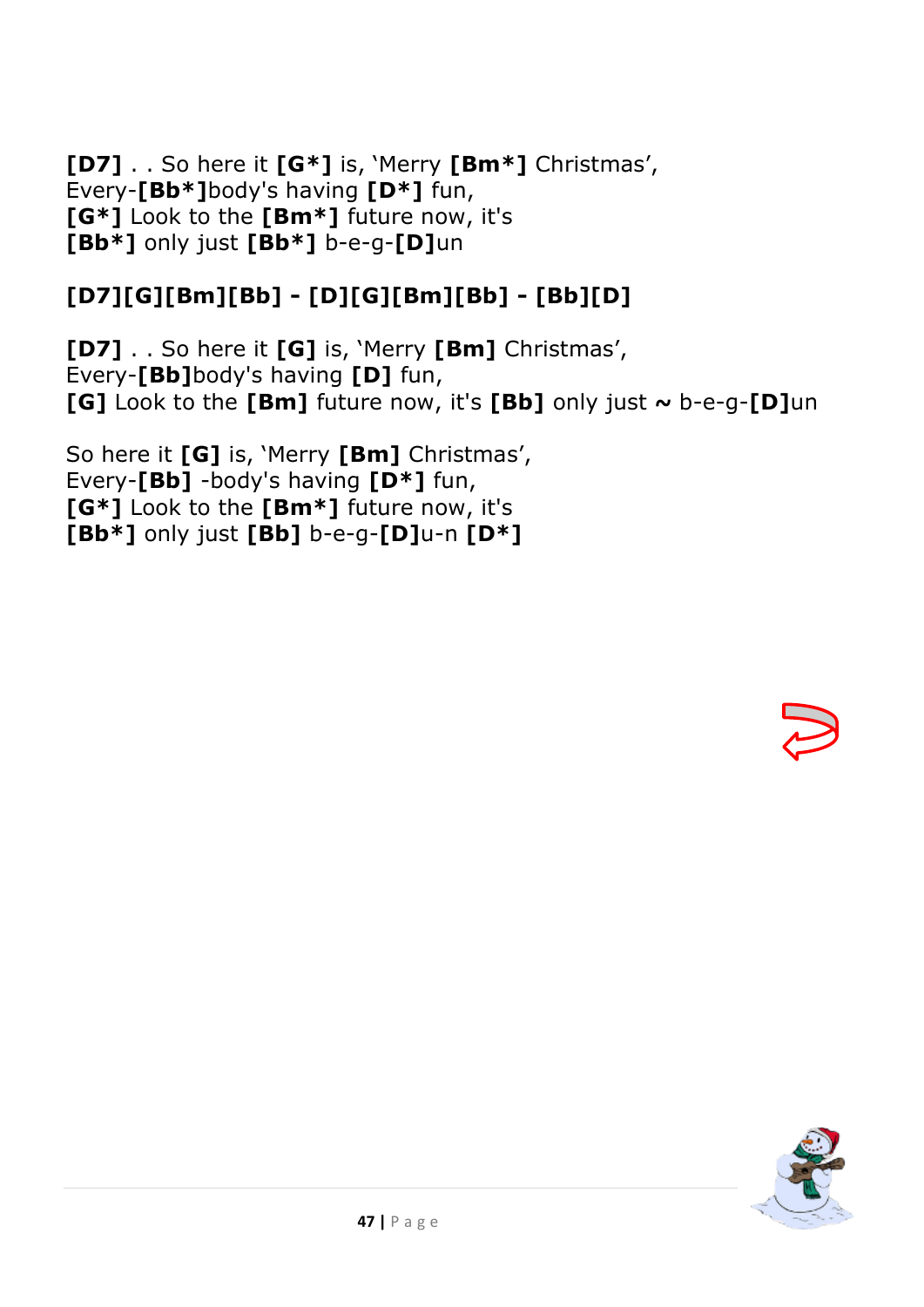**[D7]** . . So here it **[G*]** is, 'Merry **[Bm*]** Christmas',
Every-**[Bb*]**body's having **[D*]** fun,
**[G*]** Look to the **[Bm*]** future now, it's
**[Bb*]** only just **[Bb*]** b-e-g-**[D]**un

**[D7][G][Bm][Bb] - [D][G][Bm][Bb] - [Bb][D]**

**[D7]** . . So here it **[G]** is, 'Merry **[Bm]** Christmas',
Every-**[Bb]**body's having **[D]** fun,
**[G]** Look to the **[Bm]** future now, it's **[Bb]** only just **~** b-e-g-**[D]**un

So here it **[G]** is, 'Merry **[Bm]** Christmas',
Every-**[Bb]** -body's having **[D*]** fun,
**[G*]** Look to the **[Bm*]** future now, it's
**[Bb*]** only just **[Bb]** b-e-g-**[D]**u-n **[D*]**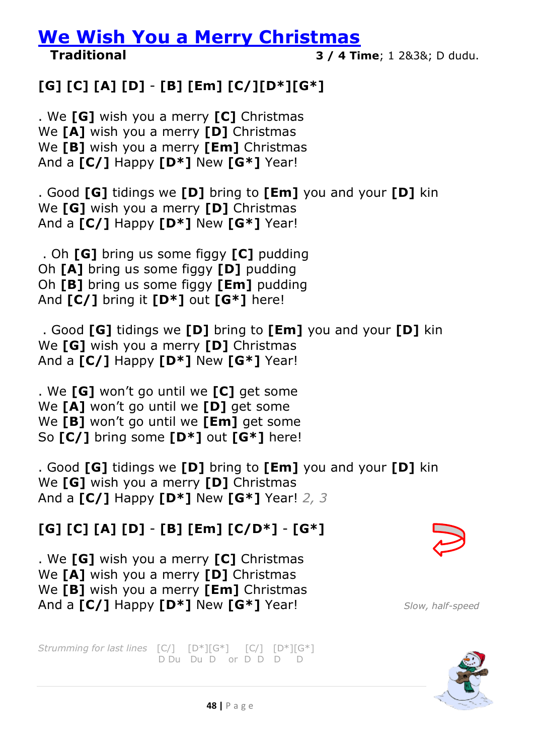# [We Wish You a Merry Christmas]

**Traditional** **3 / 4 Time**; 1 2&3&; D dudu.

**[G] [C] [A] [D] - [B] [Em] [C/][D*][G*]**

. We **[G]** wish you a merry **[C]** Christmas
We **[A]** wish you a merry **[D]** Christmas
We **[B]** wish you a merry **[Em]** Christmas
And a **[C/]** Happy **[D*]** New **[G*]** Year!

. Good **[G]** tidings we **[D]** bring to **[Em]** you and your **[D]** kin
We **[G]** wish you a merry **[D]** Christmas
And a **[C/]** Happy **[D*]** New **[G*]** Year!

. Oh **[G]** bring us some figgy **[C]** pudding
Oh **[A]** bring us some figgy **[D]** pudding
Oh **[B]** bring us some figgy **[Em]** pudding
And **[C/]** bring it **[D*]** out **[G*]** here!

. Good **[G]** tidings we **[D]** bring to **[Em]** you and your **[D]** kin
We **[G]** wish you a merry **[D]** Christmas
And a **[C/]** Happy **[D*]** New **[G*]** Year!

. We **[G]** won't go until we **[C]** get some
We **[A]** won't go until we **[D]** get some
We **[B]** won't go until we **[Em]** get some
So **[C/]** bring some **[D*]** out **[G*]** here!

. Good **[G]** tidings we **[D]** bring to **[Em]** you and your **[D]** kin
We **[G]** wish you a merry **[D]** Christmas
And a **[C/]** Happy **[D*]** New **[G*]** Year! *2, 3*

**[G] [C] [A] [D] - [B] [Em] [C/D*] - [G*]**

. We **[G]** wish you a merry **[C]** Christmas
We **[A]** wish you a merry **[D]** Christmas
We **[B]** wish you a merry **[Em]** Christmas
And a **[C/]** Happy **[D*]** New **[G*]** Year!

*Slow, half-speed*

*Strumming for last lines* [C/] [D*][G*] [C/] [D*][G*]
D Du Du D or D D D D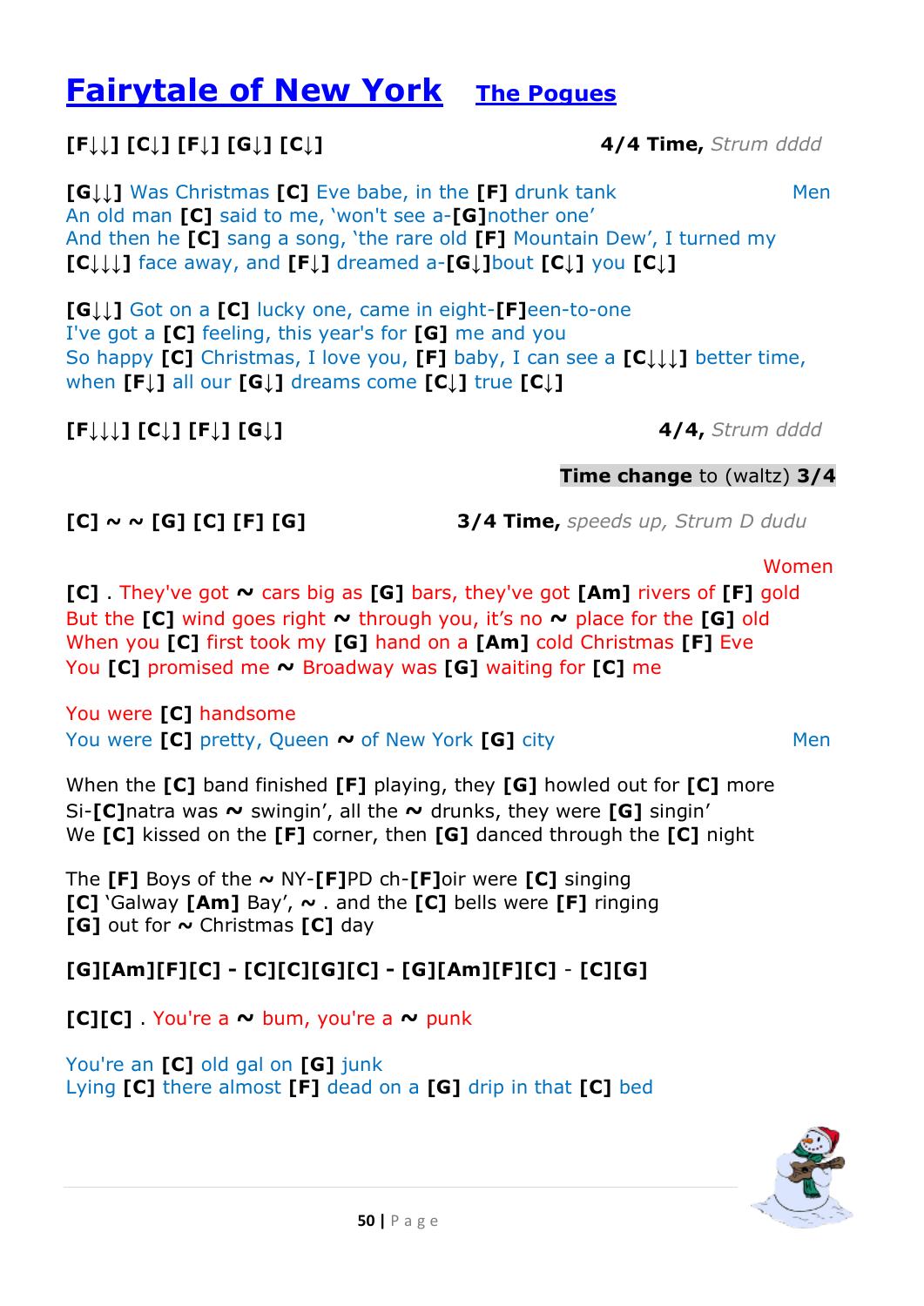# Fairytale of New York   The Pogues

**[F↓↓] [C↓] [F↓] [G↓] [C↓]**   **4/4 Time,** *Strum dddd*

Men

**[G↓↓]** Was Christmas **[C]** Eve babe, in the **[F]** drunk tank
An old man **[C]** said to me, 'won't see a-**[G]**nother one'
And then he **[C]** sang a song, 'the rare old **[F]** Mountain Dew', I turned my
**[C↓↓↓]** face away, and **[F↓]** dreamed a-**[G↓]**bout **[C↓]** you **[C↓]**

**[G↓↓]** Got on a **[C]** lucky one, came in eight-**[F]**een-to-one
I've got a **[C]** feeling, this year's for **[G]** me and you
So happy **[C]** Christmas, I love you, **[F]** baby, I can see a **[C↓↓↓]** better time,
when **[F↓]** all our **[G↓]** dreams come **[C↓]** true **[C↓]**

**[F↓↓↓] [C↓] [F↓] [G↓]**   **4/4,** *Strum dddd*

**Time change** to (waltz) **3/4**

**[C] ~ ~ [G] [C] [F] [G]**   **3/4 Time,** *speeds up, Strum D dudu*

Women

**[C]** . They've got **~** cars big as **[G]** bars, they've got **[Am]** rivers of **[F]** gold
But the **[C]** wind goes right **~** through you, it's no **~** place for the **[G]** old
When you **[C]** first took my **[G]** hand on a **[Am]** cold Christmas **[F]** Eve
You **[C]** promised me **~** Broadway was **[G]** waiting for **[C]** me

You were **[C]** handsome
You were **[C]** pretty, Queen **~** of New York **[G]** city   Men

When the **[C]** band finished **[F]** playing, they **[G]** howled out for **[C]** more
Si-**[C]**natra was **~** swingin', all the **~** drunks, they were **[G]** singin'
We **[C]** kissed on the **[F]** corner, then **[G]** danced through the **[C]** night

The **[F]** Boys of the **~** NY-**[F]**PD ch-**[F]**oir were **[C]** singing
**[C]** 'Galway **[Am]** Bay', **~** . and the **[C]** bells were **[F]** ringing
**[G]** out for **~** Christmas **[C]** day

**[G][Am][F][C] - [C][C][G][C] - [G][Am][F][C] - [C][G]**

**[C][C]** . You're a **~** bum, you're a **~** punk

You're an **[C]** old gal on **[G]** junk
Lying **[C]** there almost **[F]** dead on a **[G]** drip in that **[C]** bed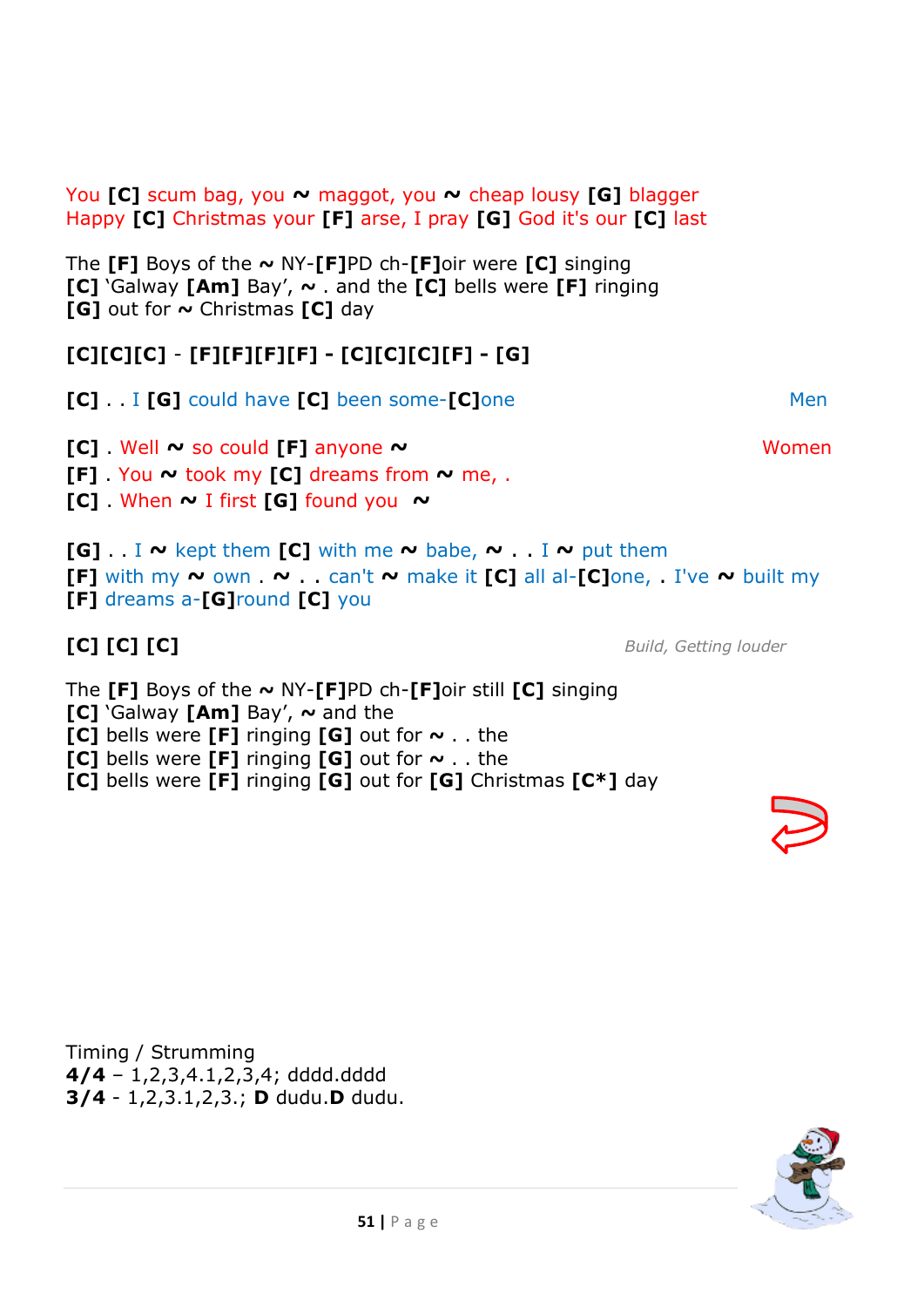You **[C]** scum bag, you **~** maggot, you **~** cheap lousy **[G]** blagger
Happy **[C]** Christmas your **[F]** arse, I pray **[G]** God it's our **[C]** last

The **[F]** Boys of the **~** NY-**[F]**PD ch-**[F]**oir were **[C]** singing
**[C]** 'Galway **[Am]** Bay', **~** . and the **[C]** bells were **[F]** ringing
**[G]** out for **~** Christmas **[C]** day

**[C][C][C] - [F][F][F][F] - [C][C][C][F] - [G]**

**[C]** . . I **[G]** could have **[C]** been some-**[C]**one — Men

**[C]** . Well **~** so could **[F]** anyone **~** — Women
**[F]** . You **~** took my **[C]** dreams from **~** me, .
**[C]** . When **~** I first **[G]** found you **~**

**[G]** . . I **~** kept them **[C]** with me **~** babe, **~** . . I **~** put them
**[F]** with my **~** own . **~** . . can't **~** make it **[C]** all al-**[C]**one, . I've **~** built my
**[F]** dreams a-**[G]**round **[C]** you

**[C] [C] [C]** — *Build, Getting louder*

The **[F]** Boys of the **~** NY-**[F]**PD ch-**[F]**oir still **[C]** singing
**[C]** 'Galway **[Am]** Bay', **~** and the
**[C]** bells were **[F]** ringing **[G]** out for **~** . . the
**[C]** bells were **[F]** ringing **[G]** out for **~** . . the
**[C]** bells were **[F]** ringing **[G]** out for **[G]** Christmas **[C*]** day

Timing / Strumming
**4/4** – 1,2,3,4.1,2,3,4; dddd.dddd
**3/4** - 1,2,3.1,2,3.; **D** dudu.**D** dudu.